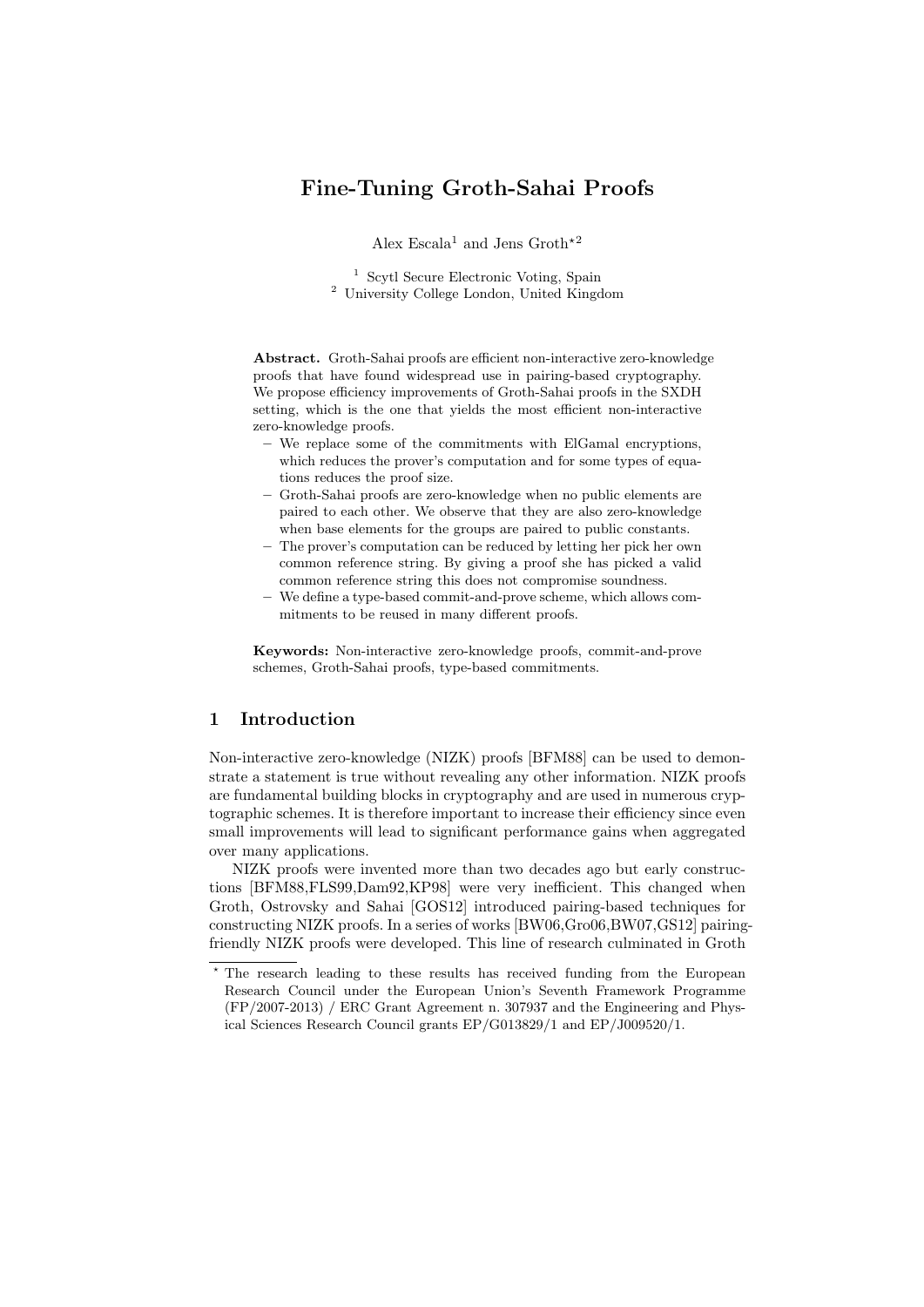# Fine-Tuning Groth-Sahai Proofs

Alex Escala[1] and Jens Groth[⋆2]

[1] Scytl Secure Electronic Voting, Spain
[2] University College London, United Kingdom

**Abstract.** Groth-Sahai proofs are efficient non-interactive zero-knowledge proofs that have found widespread use in pairing-based cryptography. We propose efficiency improvements of Groth-Sahai proofs in the SXDH setting, which is the one that yields the most efficient non-interactive zero-knowledge proofs.

- We replace some of the commitments with ElGamal encryptions, which reduces the prover's computation and for some types of equations reduces the proof size.
- Groth-Sahai proofs are zero-knowledge when no public elements are paired to each other. We observe that they are also zero-knowledge when base elements for the groups are paired to public constants.
- The prover's computation can be reduced by letting her pick her own common reference string. By giving a proof she has picked a valid common reference string this does not compromise soundness.
- We define a type-based commit-and-prove scheme, which allows commitments to be reused in many different proofs.

**Keywords:** Non-interactive zero-knowledge proofs, commit-and-prove schemes, Groth-Sahai proofs, type-based commitments.

## 1 Introduction

Non-interactive zero-knowledge (NIZK) proofs [BFM88] can be used to demonstrate a statement is true without revealing any other information. NIZK proofs are fundamental building blocks in cryptography and are used in numerous cryptographic schemes. It is therefore important to increase their efficiency since even small improvements will lead to significant performance gains when aggregated over many applications.

NIZK proofs were invented more than two decades ago but early constructions [BFM88,FLS99,Dam92,KP98] were very inefficient. This changed when Groth, Ostrovsky and Sahai [GOS12] introduced pairing-based techniques for constructing NIZK proofs. In a series of works [BW06,Gro06,BW07,GS12] pairing-friendly NIZK proofs were developed. This line of research culminated in Groth

⋆ The research leading to these results has received funding from the European Research Council under the European Union's Seventh Framework Programme (FP/2007-2013) / ERC Grant Agreement n. 307937 and the Engineering and Physical Sciences Research Council grants EP/G013829/1 and EP/J009520/1.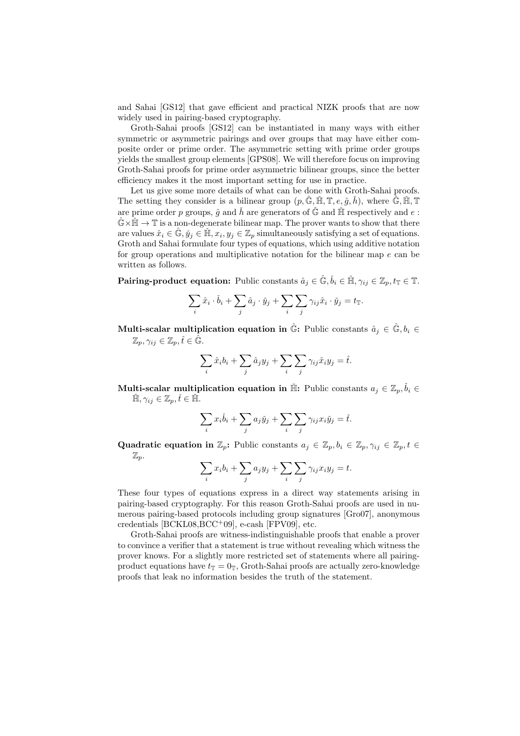and Sahai [GS12] that gave efficient and practical NIZK proofs that are now widely used in pairing-based cryptography.

Groth-Sahai proofs [GS12] can be instantiated in many ways with either symmetric or asymmetric pairings and over groups that may have either composite order or prime order. The asymmetric setting with prime order groups yields the smallest group elements [GPS08]. We will therefore focus on improving Groth-Sahai proofs for prime order asymmetric bilinear groups, since the better efficiency makes it the most important setting for use in practice.

Let us give some more details of what can be done with Groth-Sahai proofs. The setting they consider is a bilinear group $(p, \hat{\mathbb{G}}, \check{\mathbb{H}}, \mathbb{T}, e, \hat{g}, \check{h})$, where $\hat{\mathbb{G}}, \check{\mathbb{H}}, \mathbb{T}$ are prime order $p$ groups, $\hat{g}$ and $\check{h}$ are generators of $\hat{\mathbb{G}}$ and $\check{\mathbb{H}}$ respectively and $e : \hat{\mathbb{G}} \times \check{\mathbb{H}} \to \mathbb{T}$ is a non-degenerate bilinear map. The prover wants to show that there are values $\hat{x}_i \in \hat{\mathbb{G}}, \check{y}_j \in \check{\mathbb{H}}, x_i, y_j \in \mathbb{Z}_p$ simultaneously satisfying a set of equations. Groth and Sahai formulate four types of equations, which using additive notation for group operations and multiplicative notation for the bilinear map $e$ can be written as follows.

**Pairing-product equation:** Public constants $\hat{a}_j \in \hat{\mathbb{G}}, \check{b}_i \in \check{\mathbb{H}}, \gamma_{ij} \in \mathbb{Z}_p, t_{\mathbb{T}} \in \mathbb{T}$.

$$\sum_i \hat{x}_i \cdot \check{b}_i + \sum_j \hat{a}_j \cdot \check{y}_j + \sum_i \sum_j \gamma_{ij} \hat{x}_i \cdot \check{y}_j = t_{\mathbb{T}}.$$

**Multi-scalar multiplication equation in $\hat{\mathbb{G}}$:** Public constants $\hat{a}_j \in \hat{\mathbb{G}}, b_i \in \mathbb{Z}_p, \gamma_{ij} \in \mathbb{Z}_p, \hat{t} \in \hat{\mathbb{G}}$.

$$\sum_i \hat{x}_i b_i + \sum_j \hat{a}_j y_j + \sum_i \sum_j \gamma_{ij} \hat{x}_i y_j = \hat{t}.$$

**Multi-scalar multiplication equation in $\check{\mathbb{H}}$:** Public constants $a_j \in \mathbb{Z}_p, \check{b}_i \in \check{\mathbb{H}}, \gamma_{ij} \in \mathbb{Z}_p, \check{t} \in \check{\mathbb{H}}$.

$$\sum_i x_i \check{b}_i + \sum_j a_j \check{y}_j + \sum_i \sum_j \gamma_{ij} x_i \check{y}_j = \check{t}.$$

**Quadratic equation in $\mathbb{Z}_p$:** Public constants $a_j \in \mathbb{Z}_p, b_i \in \mathbb{Z}_p, \gamma_{ij} \in \mathbb{Z}_p, t \in \mathbb{Z}_p$.

$$\sum_i x_i b_i + \sum_j a_j y_j + \sum_i \sum_j \gamma_{ij} x_i y_j = t.$$

These four types of equations express in a direct way statements arising in pairing-based cryptography. For this reason Groth-Sahai proofs are used in numerous pairing-based protocols including group signatures [Gro07], anonymous credentials [BCKL08,BCC+09], e-cash [FPV09], etc.

Groth-Sahai proofs are witness-indistinguishable proofs that enable a prover to convince a verifier that a statement is true without revealing which witness the prover knows. For a slightly more restricted set of statements where all pairing-product equations have $t_{\mathbb{T}} = 0_{\mathbb{T}}$, Groth-Sahai proofs are actually zero-knowledge proofs that leak no information besides the truth of the statement.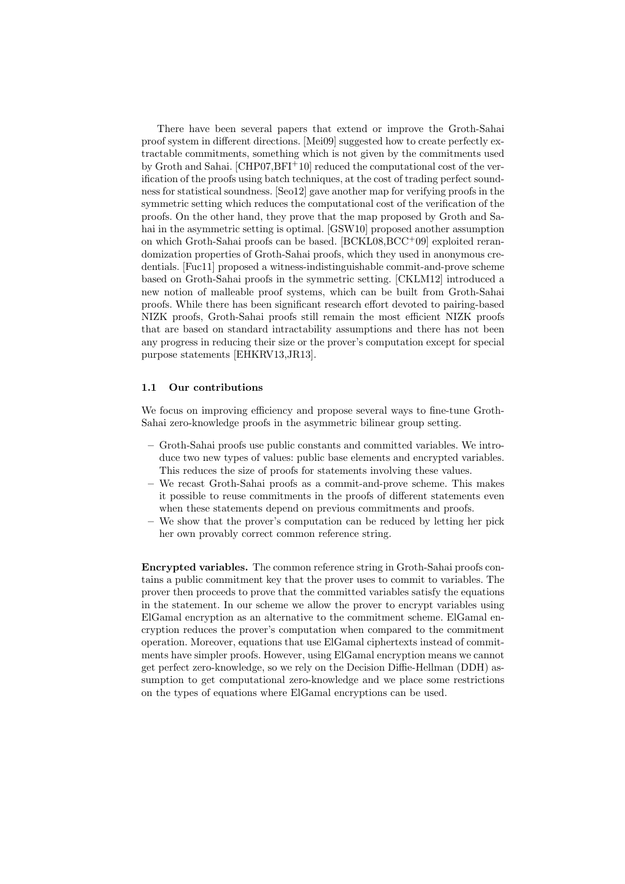There have been several papers that extend or improve the Groth-Sahai proof system in different directions. [Mei09] suggested how to create perfectly extractable commitments, something which is not given by the commitments used by Groth and Sahai. [CHP07,BFI+10] reduced the computational cost of the verification of the proofs using batch techniques, at the cost of trading perfect soundness for statistical soundness. [Seo12] gave another map for verifying proofs in the symmetric setting which reduces the computational cost of the verification of the proofs. On the other hand, they prove that the map proposed by Groth and Sahai in the asymmetric setting is optimal. [GSW10] proposed another assumption on which Groth-Sahai proofs can be based. [BCKL08,BCC+09] exploited rerandomization properties of Groth-Sahai proofs, which they used in anonymous credentials. [Fuc11] proposed a witness-indistinguishable commit-and-prove scheme based on Groth-Sahai proofs in the symmetric setting. [CKLM12] introduced a new notion of malleable proof systems, which can be built from Groth-Sahai proofs. While there has been significant research effort devoted to pairing-based NIZK proofs, Groth-Sahai proofs still remain the most efficient NIZK proofs that are based on standard intractability assumptions and there has not been any progress in reducing their size or the prover's computation except for special purpose statements [EHKRV13,JR13].

### 1.1 Our contributions

We focus on improving efficiency and propose several ways to fine-tune Groth-Sahai zero-knowledge proofs in the asymmetric bilinear group setting.

- Groth-Sahai proofs use public constants and committed variables. We introduce two new types of values: public base elements and encrypted variables. This reduces the size of proofs for statements involving these values.
- We recast Groth-Sahai proofs as a commit-and-prove scheme. This makes it possible to reuse commitments in the proofs of different statements even when these statements depend on previous commitments and proofs.
- We show that the prover's computation can be reduced by letting her pick her own provably correct common reference string.

**Encrypted variables.** The common reference string in Groth-Sahai proofs contains a public commitment key that the prover uses to commit to variables. The prover then proceeds to prove that the committed variables satisfy the equations in the statement. In our scheme we allow the prover to encrypt variables using ElGamal encryption as an alternative to the commitment scheme. ElGamal encryption reduces the prover's computation when compared to the commitment operation. Moreover, equations that use ElGamal ciphertexts instead of commitments have simpler proofs. However, using ElGamal encryption means we cannot get perfect zero-knowledge, so we rely on the Decision Diffie-Hellman (DDH) assumption to get computational zero-knowledge and we place some restrictions on the types of equations where ElGamal encryptions can be used.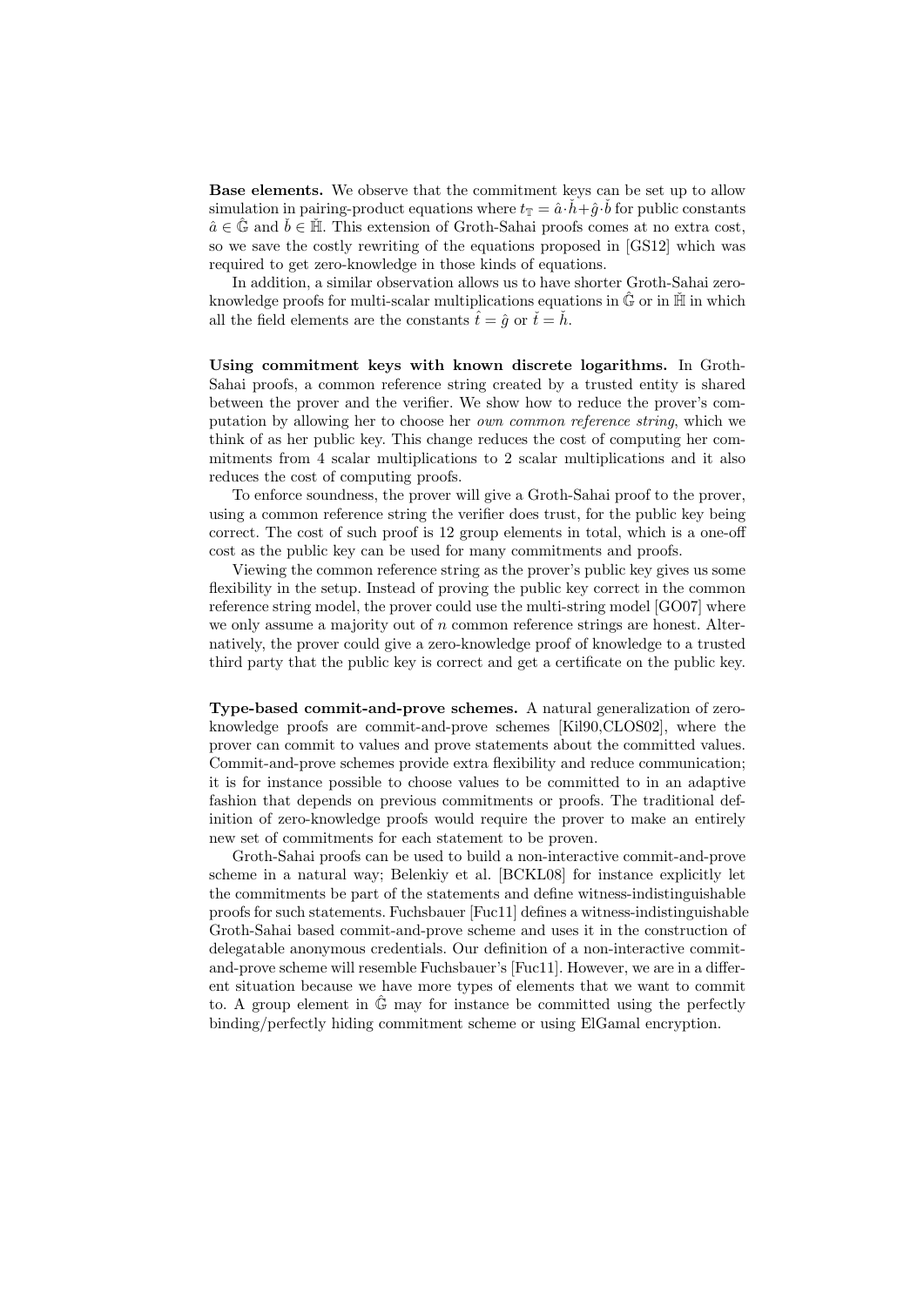**Base elements.** We observe that the commitment keys can be set up to allow simulation in pairing-product equations where $t_{\mathbb{T}} = \hat{a} \cdot \check{h} + \hat{g} \cdot \check{b}$ for public constants $\hat{a} \in \hat{\mathbb{G}}$ and $\check{b} \in \check{\mathbb{H}}$. This extension of Groth-Sahai proofs comes at no extra cost, so we save the costly rewriting of the equations proposed in [GS12] which was required to get zero-knowledge in those kinds of equations.

In addition, a similar observation allows us to have shorter Groth-Sahai zero-knowledge proofs for multi-scalar multiplications equations in $\hat{\mathbb{G}}$ or in $\check{\mathbb{H}}$ in which all the field elements are the constants $\hat{t} = \hat{g}$ or $\check{t} = \check{h}$.

**Using commitment keys with known discrete logarithms.** In Groth-Sahai proofs, a common reference string created by a trusted entity is shared between the prover and the verifier. We show how to reduce the prover's computation by allowing her to choose her *own common reference string*, which we think of as her public key. This change reduces the cost of computing her commitments from 4 scalar multiplications to 2 scalar multiplications and it also reduces the cost of computing proofs.

To enforce soundness, the prover will give a Groth-Sahai proof to the prover, using a common reference string the verifier does trust, for the public key being correct. The cost of such proof is 12 group elements in total, which is a one-off cost as the public key can be used for many commitments and proofs.

Viewing the common reference string as the prover's public key gives us some flexibility in the setup. Instead of proving the public key correct in the common reference string model, the prover could use the multi-string model [GO07] where we only assume a majority out of $n$ common reference strings are honest. Alternatively, the prover could give a zero-knowledge proof of knowledge to a trusted third party that the public key is correct and get a certificate on the public key.

**Type-based commit-and-prove schemes.** A natural generalization of zero-knowledge proofs are commit-and-prove schemes [Kil90,CLOS02], where the prover can commit to values and prove statements about the committed values. Commit-and-prove schemes provide extra flexibility and reduce communication; it is for instance possible to choose values to be committed to in an adaptive fashion that depends on previous commitments or proofs. The traditional definition of zero-knowledge proofs would require the prover to make an entirely new set of commitments for each statement to be proven.

Groth-Sahai proofs can be used to build a non-interactive commit-and-prove scheme in a natural way; Belenkiy et al. [BCKL08] for instance explicitly let the commitments be part of the statements and define witness-indistinguishable proofs for such statements. Fuchsbauer [Fuc11] defines a witness-indistinguishable Groth-Sahai based commit-and-prove scheme and uses it in the construction of delegatable anonymous credentials. Our definition of a non-interactive commit-and-prove scheme will resemble Fuchsbauer's [Fuc11]. However, we are in a different situation because we have more types of elements that we want to commit to. A group element in $\hat{\mathbb{G}}$ may for instance be committed using the perfectly binding/perfectly hiding commitment scheme or using ElGamal encryption.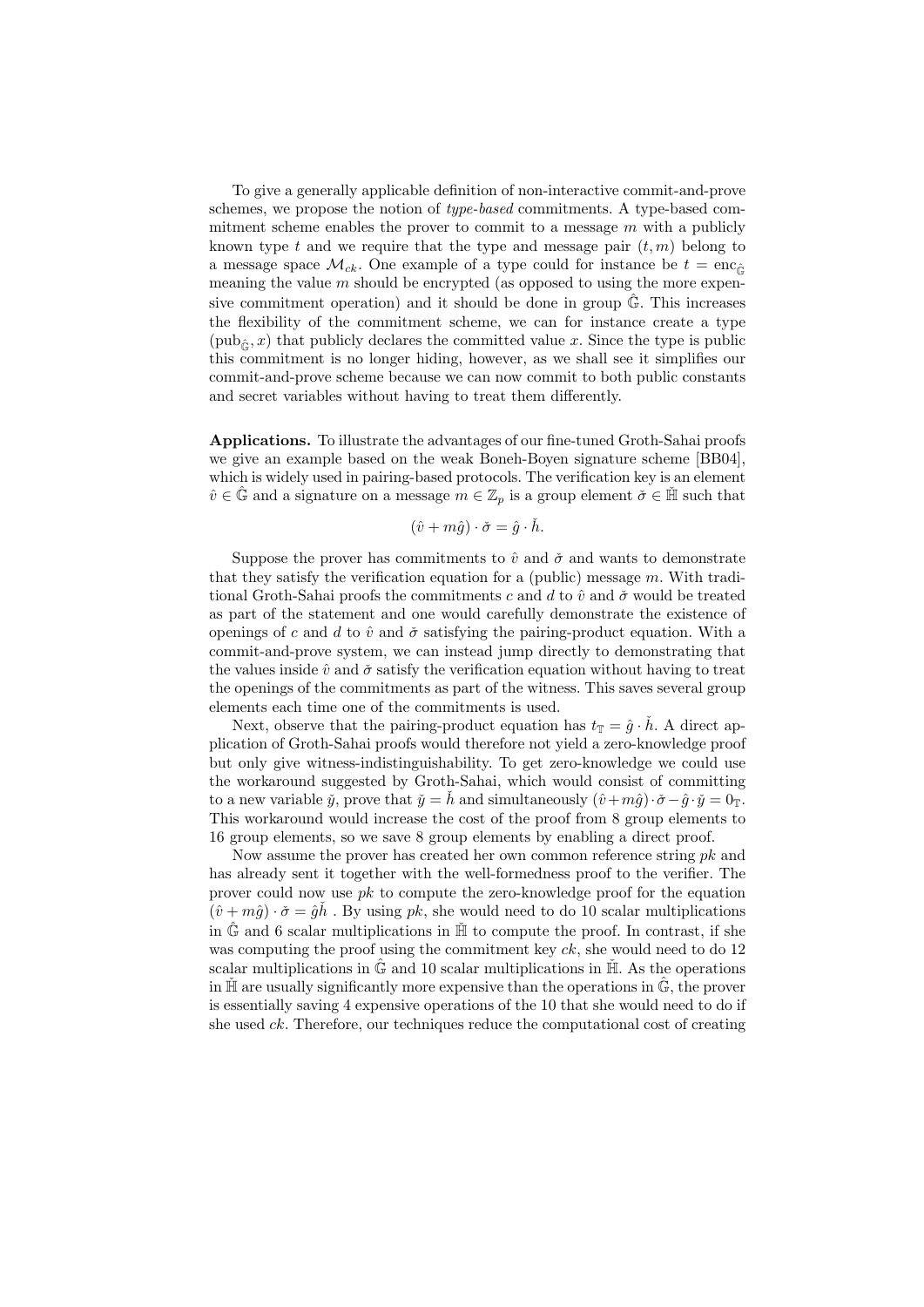To give a generally applicable definition of non-interactive commit-and-prove schemes, we propose the notion of *type-based* commitments. A type-based commitment scheme enables the prover to commit to a message $m$ with a publicly known type $t$ and we require that the type and message pair $(t, m)$ belong to a message space $\mathcal{M}_{ck}$. One example of a type could for instance be $t = \text{enc}_{\hat{\mathbb{G}}}$ meaning the value $m$ should be encrypted (as opposed to using the more expensive commitment operation) and it should be done in group $\hat{\mathbb{G}}$. This increases the flexibility of the commitment scheme, we can for instance create a type $(\text{pub}_{\hat{\mathbb{G}}}, x)$ that publicly declares the committed value $x$. Since the type is public this commitment is no longer hiding, however, as we shall see it simplifies our commit-and-prove scheme because we can now commit to both public constants and secret variables without having to treat them differently.

**Applications.** To illustrate the advantages of our fine-tuned Groth-Sahai proofs we give an example based on the weak Boneh-Boyen signature scheme [BB04], which is widely used in pairing-based protocols. The verification key is an element $\hat{v} \in \hat{\mathbb{G}}$ and a signature on a message $m \in \mathbb{Z}_p$ is a group element $\check{\sigma} \in \check{\mathbb{H}}$ such that

$$(\hat{v} + m\hat{g}) \cdot \check{\sigma} = \hat{g} \cdot \check{h}.$$

Suppose the prover has commitments to $\hat{v}$ and $\check{\sigma}$ and wants to demonstrate that they satisfy the verification equation for a (public) message $m$. With traditional Groth-Sahai proofs the commitments $c$ and $d$ to $\hat{v}$ and $\check{\sigma}$ would be treated as part of the statement and one would carefully demonstrate the existence of openings of $c$ and $d$ to $\hat{v}$ and $\check{\sigma}$ satisfying the pairing-product equation. With a commit-and-prove system, we can instead jump directly to demonstrating that the values inside $\hat{v}$ and $\check{\sigma}$ satisfy the verification equation without having to treat the openings of the commitments as part of the witness. This saves several group elements each time one of the commitments is used.

Next, observe that the pairing-product equation has $t_{\mathbb{T}} = \hat{g} \cdot \check{h}$. A direct application of Groth-Sahai proofs would therefore not yield a zero-knowledge proof but only give witness-indistinguishability. To get zero-knowledge we could use the workaround suggested by Groth-Sahai, which would consist of committing to a new variable $\check{y}$, prove that $\check{y} = \check{h}$ and simultaneously $(\hat{v} + m\hat{g}) \cdot \check{\sigma} - \hat{g} \cdot \check{y} = 0_{\mathbb{T}}$. This workaround would increase the cost of the proof from 8 group elements to 16 group elements, so we save 8 group elements by enabling a direct proof.

Now assume the prover has created her own common reference string $pk$ and has already sent it together with the well-formedness proof to the verifier. The prover could now use $pk$ to compute the zero-knowledge proof for the equation $(\hat{v} + m\hat{g}) \cdot \check{\sigma} = \hat{g}\check{h}$ . By using $pk$, she would need to do 10 scalar multiplications in $\hat{\mathbb{G}}$ and 6 scalar multiplications in $\check{\mathbb{H}}$ to compute the proof. In contrast, if she was computing the proof using the commitment key $ck$, she would need to do 12 scalar multiplications in $\hat{\mathbb{G}}$ and 10 scalar multiplications in $\check{\mathbb{H}}$. As the operations in $\check{\mathbb{H}}$ are usually significantly more expensive than the operations in $\hat{\mathbb{G}}$, the prover is essentially saving 4 expensive operations of the 10 that she would need to do if she used $ck$. Therefore, our techniques reduce the computational cost of creating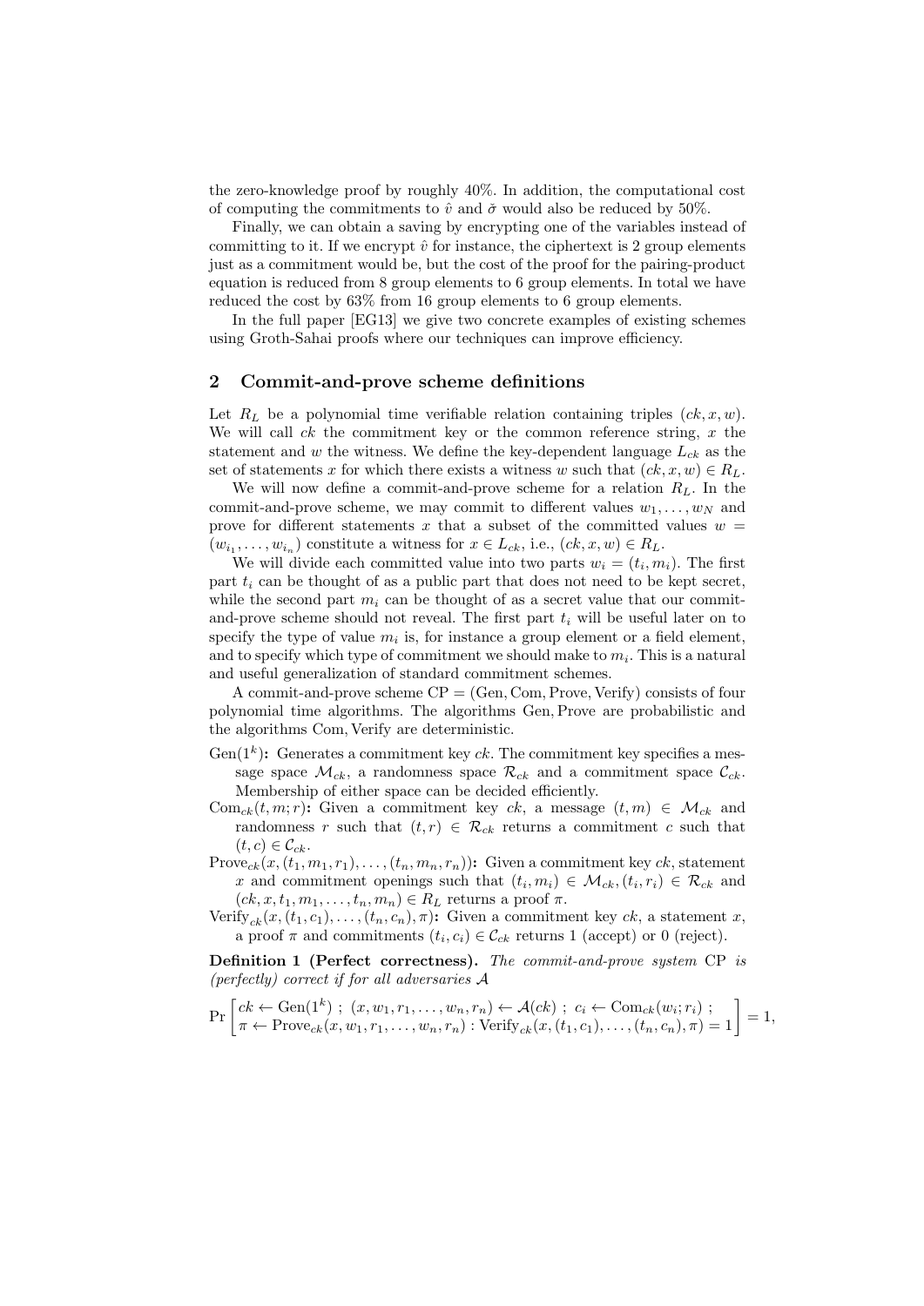the zero-knowledge proof by roughly 40%. In addition, the computational cost of computing the commitments to $\hat{v}$ and $\check{\sigma}$ would also be reduced by 50%.

Finally, we can obtain a saving by encrypting one of the variables instead of committing to it. If we encrypt $\hat{v}$ for instance, the ciphertext is 2 group elements just as a commitment would be, but the cost of the proof for the pairing-product equation is reduced from 8 group elements to 6 group elements. In total we have reduced the cost by 63% from 16 group elements to 6 group elements.

In the full paper [EG13] we give two concrete examples of existing schemes using Groth-Sahai proofs where our techniques can improve efficiency.

## 2 Commit-and-prove scheme definitions

Let $R_L$ be a polynomial time verifiable relation containing triples $(ck, x, w)$. We will call $ck$ the commitment key or the common reference string, $x$ the statement and $w$ the witness. We define the key-dependent language $L_{ck}$ as the set of statements $x$ for which there exists a witness $w$ such that $(ck, x, w) \in R_L$.

We will now define a commit-and-prove scheme for a relation $R_L$. In the commit-and-prove scheme, we may commit to different values $w_1, \ldots, w_N$ and prove for different statements $x$ that a subset of the committed values $w = (w_{i_1}, \ldots, w_{i_n})$ constitute a witness for $x \in L_{ck}$, i.e., $(ck, x, w) \in R_L$.

We will divide each committed value into two parts $w_i = (t_i, m_i)$. The first part $t_i$ can be thought of as a public part that does not need to be kept secret, while the second part $m_i$ can be thought of as a secret value that our commit-and-prove scheme should not reveal. The first part $t_i$ will be useful later on to specify the type of value $m_i$ is, for instance a group element or a field element, and to specify which type of commitment we should make to $m_i$. This is a natural and useful generalization of standard commitment schemes.

A commit-and-prove scheme CP = (Gen, Com, Prove, Verify) consists of four polynomial time algorithms. The algorithms Gen, Prove are probabilistic and the algorithms Com, Verify are deterministic.

- **$\text{Gen}(1^k)$:** Generates a commitment key $ck$. The commitment key specifies a message space $\mathcal{M}_{ck}$, a randomness space $\mathcal{R}_{ck}$ and a commitment space $\mathcal{C}_{ck}$. Membership of either space can be decided efficiently.
- **$\text{Com}_{ck}(t, m; r)$:** Given a commitment key $ck$, a message $(t, m) \in \mathcal{M}_{ck}$ and randomness $r$ such that $(t, r) \in \mathcal{R}_{ck}$ returns a commitment $c$ such that $(t, c) \in \mathcal{C}_{ck}$.
- **$\text{Prove}_{ck}(x, (t_1, m_1, r_1), \ldots, (t_n, m_n, r_n))$:** Given a commitment key $ck$, statement $x$ and commitment openings such that $(t_i, m_i) \in \mathcal{M}_{ck}, (t_i, r_i) \in \mathcal{R}_{ck}$ and $(ck, x, t_1, m_1, \ldots, t_n, m_n) \in R_L$ returns a proof $\pi$.
- **$\text{Verify}_{ck}(x, (t_1, c_1), \ldots, (t_n, c_n), \pi)$:** Given a commitment key $ck$, a statement $x$, a proof $\pi$ and commitments $(t_i, c_i) \in \mathcal{C}_{ck}$ returns 1 (accept) or 0 (reject).

**Definition 1 (Perfect correctness).** *The commit-and-prove system* CP *is (perfectly) correct if for all adversaries* $\mathcal{A}$

$$\Pr\left[\begin{array}{l} ck \leftarrow \text{Gen}(1^k)\ ;\ (x, w_1, r_1, \ldots, w_n, r_n) \leftarrow \mathcal{A}(ck)\ ;\ c_i \leftarrow \text{Com}_{ck}(w_i; r_i)\ ; \\ \pi \leftarrow \text{Prove}_{ck}(x, w_1, r_1, \ldots, w_n, r_n) : \text{Verify}_{ck}(x, (t_1, c_1), \ldots, (t_n, c_n), \pi) = 1 \end{array}\right] = 1,$$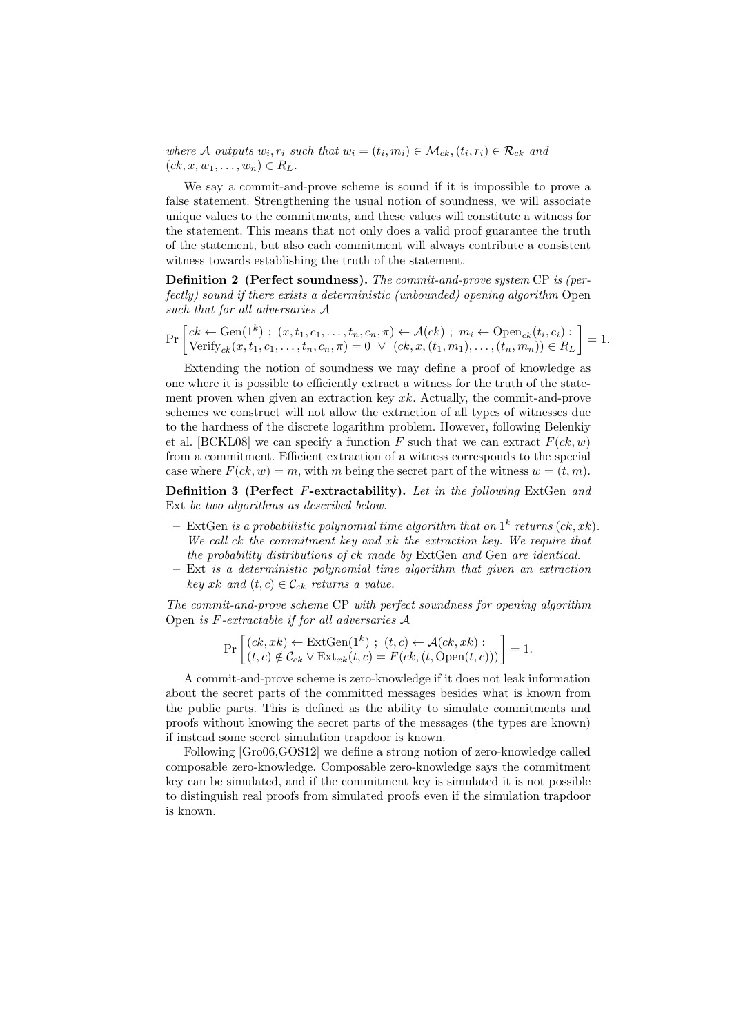*where $\mathcal{A}$ outputs $w_i, r_i$ such that $w_i = (t_i, m_i) \in \mathcal{M}_{ck}$, $(t_i, r_i) \in \mathcal{R}_{ck}$ and $(ck, x, w_1, \ldots, w_n) \in R_L$.*

We say a commit-and-prove scheme is sound if it is impossible to prove a false statement. Strengthening the usual notion of soundness, we will associate unique values to the commitments, and these values will constitute a witness for the statement. This means that not only does a valid proof guarantee the truth of the statement, but also each commitment will always contribute a consistent witness towards establishing the truth of the statement.

**Definition 2 (Perfect soundness).** *The commit-and-prove system* CP *is (perfectly) sound if there exists a deterministic (unbounded) opening algorithm* Open *such that for all adversaries $\mathcal{A}$*

$$\Pr\left[\begin{array}{l} ck \leftarrow \mathrm{Gen}(1^k)\ ;\ (x, t_1, c_1, \ldots, t_n, c_n, \pi) \leftarrow \mathcal{A}(ck)\ ;\ m_i \leftarrow \mathrm{Open}_{ck}(t_i, c_i) : \\ \mathrm{Verify}_{ck}(x, t_1, c_1, \ldots, t_n, c_n, \pi) = 0\ \vee\ (ck, x, (t_1, m_1), \ldots, (t_n, m_n)) \in R_L \end{array}\right] = 1.$$

Extending the notion of soundness we may define a proof of knowledge as one where it is possible to efficiently extract a witness for the truth of the statement proven when given an extraction key $xk$. Actually, the commit-and-prove schemes we construct will not allow the extraction of all types of witnesses due to the hardness of the discrete logarithm problem. However, following Belenkiy et al. [BCKL08] we can specify a function $F$ such that we can extract $F(ck, w)$ from a commitment. Efficient extraction of a witness corresponds to the special case where $F(ck, w) = m$, with $m$ being the secret part of the witness $w = (t, m)$.

**Definition 3 (Perfect $F$-extractability).** *Let in the following* ExtGen *and* Ext *be two algorithms as described below.*

- ExtGen *is a probabilistic polynomial time algorithm that on $1^k$ returns $(ck, xk)$. We call $ck$ the commitment key and $xk$ the extraction key. We require that the probability distributions of $ck$ made by* ExtGen *and* Gen *are identical.*
- Ext *is a deterministic polynomial time algorithm that given an extraction key $xk$ and $(t, c) \in \mathcal{C}_{ck}$ returns a value.*

*The commit-and-prove scheme* CP *with perfect soundness for opening algorithm* Open *is $F$-extractable if for all adversaries $\mathcal{A}$*

$$\Pr\left[\begin{array}{l} (ck, xk) \leftarrow \mathrm{ExtGen}(1^k)\ ;\ (t, c) \leftarrow \mathcal{A}(ck, xk) : \\ (t, c) \notin \mathcal{C}_{ck} \vee \mathrm{Ext}_{xk}(t, c) = F(ck, (t, \mathrm{Open}(t, c))) \end{array}\right] = 1.$$

A commit-and-prove scheme is zero-knowledge if it does not leak information about the secret parts of the committed messages besides what is known from the public parts. This is defined as the ability to simulate commitments and proofs without knowing the secret parts of the messages (the types are known) if instead some secret simulation trapdoor is known.

Following [Gro06,GOS12] we define a strong notion of zero-knowledge called composable zero-knowledge. Composable zero-knowledge says the commitment key can be simulated, and if the commitment key is simulated it is not possible to distinguish real proofs from simulated proofs even if the simulation trapdoor is known.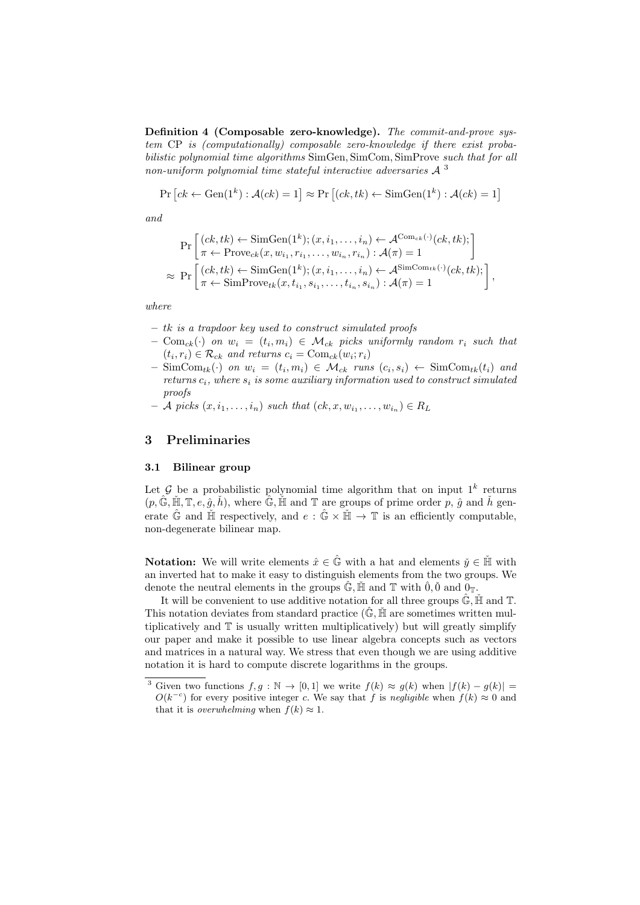**Definition 4 (Composable zero-knowledge).** *The commit-and-prove system* CP *is (computationally) composable zero-knowledge if there exist probabilistic polynomial time algorithms* SimGen, SimCom, SimProve *such that for all non-uniform polynomial time stateful interactive adversaries* $\mathcal{A}$ [3]

$$\Pr\left[ck \leftarrow \text{Gen}(1^k) : \mathcal{A}(ck) = 1\right] \approx \Pr\left[(ck, tk) \leftarrow \text{SimGen}(1^k) : \mathcal{A}(ck) = 1\right]$$

*and*

$$\Pr\left[\begin{array}{l}(ck, tk) \leftarrow \text{SimGen}(1^k); (x, i_1, \ldots, i_n) \leftarrow \mathcal{A}^{\text{Com}_{ck}(\cdot)}(ck, tk);\\ \pi \leftarrow \text{Prove}_{ck}(x, w_{i_1}, r_{i_1}, \ldots, w_{i_n}, r_{i_n}) : \mathcal{A}(\pi) = 1\end{array}\right]$$
$$\approx \Pr\left[\begin{array}{l}(ck, tk) \leftarrow \text{SimGen}(1^k); (x, i_1, \ldots, i_n) \leftarrow \mathcal{A}^{\text{SimCom}_{tk}(\cdot)}(ck, tk);\\ \pi \leftarrow \text{SimProve}_{tk}(x, t_{i_1}, s_{i_1}, \ldots, t_{i_n}, s_{i_n}) : \mathcal{A}(\pi) = 1\end{array}\right],$$

*where*

- *$tk$ is a trapdoor key used to construct simulated proofs*
- *$\text{Com}_{ck}(\cdot)$ on $w_i = (t_i, m_i) \in \mathcal{M}_{ck}$ picks uniformly random $r_i$ such that $(t_i, r_i) \in \mathcal{R}_{ck}$ and returns $c_i = \text{Com}_{ck}(w_i; r_i)$*
- *$\text{SimCom}_{tk}(\cdot)$ on $w_i = (t_i, m_i) \in \mathcal{M}_{ck}$ runs $(c_i, s_i) \leftarrow \text{SimCom}_{tk}(t_i)$ and returns $c_i$, where $s_i$ is some auxiliary information used to construct simulated proofs*
- *$\mathcal{A}$ picks $(x, i_1, \ldots, i_n)$ such that $(ck, x, w_{i_1}, \ldots, w_{i_n}) \in R_L$*

## 3 Preliminaries

### 3.1 Bilinear group

Let $\mathcal{G}$ be a probabilistic polynomial time algorithm that on input $1^k$ returns $(p, \hat{\mathbb{G}}, \check{\mathbb{H}}, \mathbb{T}, e, \hat{g}, \check{h})$, where $\hat{\mathbb{G}}, \check{\mathbb{H}}$ and $\mathbb{T}$ are groups of prime order $p$, $\hat{g}$ and $\check{h}$ generate $\hat{\mathbb{G}}$ and $\check{\mathbb{H}}$ respectively, and $e : \hat{\mathbb{G}} \times \check{\mathbb{H}} \rightarrow \mathbb{T}$ is an efficiently computable, non-degenerate bilinear map.

**Notation:** We will write elements $\hat{x} \in \hat{\mathbb{G}}$ with a hat and elements $\check{y} \in \check{\mathbb{H}}$ with an inverted hat to make it easy to distinguish elements from the two groups. We denote the neutral elements in the groups $\hat{\mathbb{G}}, \check{\mathbb{H}}$ and $\mathbb{T}$ with $\hat{0}, \check{0}$ and $0_{\mathbb{T}}$.

It will be convenient to use additive notation for all three groups $\hat{\mathbb{G}}, \check{\mathbb{H}}$ and $\mathbb{T}$. This notation deviates from standard practice ($\hat{\mathbb{G}}, \check{\mathbb{H}}$ are sometimes written multiplicatively and $\mathbb{T}$ is usually written multiplicatively) but will greatly simplify our paper and make it possible to use linear algebra concepts such as vectors and matrices in a natural way. We stress that even though we are using additive notation it is hard to compute discrete logarithms in the groups.

[3] Given two functions $f, g : \mathbb{N} \rightarrow [0, 1]$ we write $f(k) \approx g(k)$ when $|f(k) - g(k)| = O(k^{-c})$ for every positive integer $c$. We say that $f$ is *negligible* when $f(k) \approx 0$ and that it is *overwhelming* when $f(k) \approx 1$.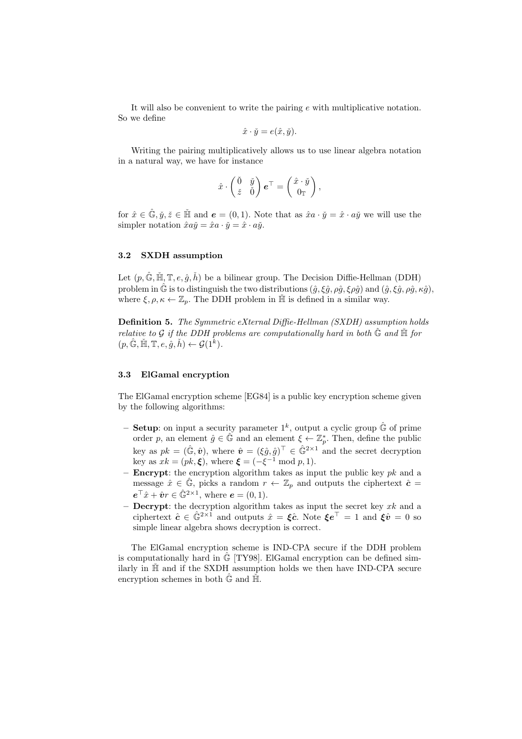It will also be convenient to write the pairing $e$ with multiplicative notation. So we define

$$\hat{x} \cdot \check{y} = e(\hat{x}, \check{y}).$$

Writing the pairing multiplicatively allows us to use linear algebra notation in a natural way, we have for instance

$$\hat{x} \cdot \begin{pmatrix} \check{0} & \check{y} \\ \check{z} & \check{0} \end{pmatrix} \boldsymbol{e}^\top = \begin{pmatrix} \hat{x} \cdot \check{y} \\ 0_{\mathbb{T}} \end{pmatrix},$$

for $\hat{x} \in \hat{\mathbb{G}}, \check{y}, \check{z} \in \check{\mathbb{H}}$ and $\boldsymbol{e} = (0, 1)$. Note that as $\hat{x}a \cdot \check{y} = \hat{x} \cdot a\check{y}$ we will use the simpler notation $\hat{x}a\check{y} = \hat{x}a \cdot \check{y} = \hat{x} \cdot a\check{y}$.

### 3.2 SXDH assumption

Let $(p, \hat{\mathbb{G}}, \check{\mathbb{H}}, \mathbb{T}, e, \hat{g}, \check{h})$ be a bilinear group. The Decision Diffie-Hellman (DDH) problem in $\hat{\mathbb{G}}$ is to distinguish the two distributions $(\hat{g}, \xi\hat{g}, \rho\hat{g}, \xi\rho\hat{g})$ and $(\hat{g}, \xi\hat{g}, \rho\hat{g}, \kappa\hat{g})$, where $\xi, \rho, \kappa \leftarrow \mathbb{Z}_p$. The DDH problem in $\check{\mathbb{H}}$ is defined in a similar way.

**Definition 5.** *The Symmetric eXternal Diffie-Hellman (SXDH) assumption holds relative to $\mathcal{G}$ if the DDH problems are computationally hard in both $\hat{\mathbb{G}}$ and $\check{\mathbb{H}}$ for $(p, \hat{\mathbb{G}}, \check{\mathbb{H}}, \mathbb{T}, e, \hat{g}, \check{h}) \leftarrow \mathcal{G}(1^k)$.*

### 3.3 ElGamal encryption

The ElGamal encryption scheme [EG84] is a public key encryption scheme given by the following algorithms:

- **Setup**: on input a security parameter $1^k$, output a cyclic group $\hat{\mathbb{G}}$ of prime order $p$, an element $\hat{g} \in \hat{\mathbb{G}}$ and an element $\xi \leftarrow \mathbb{Z}_p^*$. Then, define the public key as $pk = (\hat{\mathbb{G}}, \hat{\boldsymbol{v}})$, where $\hat{\boldsymbol{v}} = (\xi\hat{g}, \hat{g})^\top \in \hat{\mathbb{G}}^{2\times 1}$ and the secret decryption key as $xk = (pk, \boldsymbol{\xi})$, where $\boldsymbol{\xi} = (-\xi^{-1} \bmod p, 1)$.
- **Encrypt**: the encryption algorithm takes as input the public key $pk$ and a message $\hat{x} \in \hat{\mathbb{G}}$, picks a random $r \leftarrow \mathbb{Z}_p$ and outputs the ciphertext $\hat{\boldsymbol{c}} = \boldsymbol{e}^\top \hat{x} + \hat{\boldsymbol{v}} r \in \hat{\mathbb{G}}^{2\times 1}$, where $\boldsymbol{e} = (0, 1)$.
- **Decrypt**: the decryption algorithm takes as input the secret key $xk$ and a ciphertext $\hat{\boldsymbol{c}} \in \hat{\mathbb{G}}^{2\times 1}$ and outputs $\hat{x} = \boldsymbol{\xi}\hat{\boldsymbol{c}}$. Note $\boldsymbol{\xi}\boldsymbol{e}^\top = 1$ and $\boldsymbol{\xi}\hat{\boldsymbol{v}} = 0$ so simple linear algebra shows decryption is correct.

The ElGamal encryption scheme is IND-CPA secure if the DDH problem is computationally hard in $\hat{\mathbb{G}}$ [TY98]. ElGamal encryption can be defined similarly in $\check{\mathbb{H}}$ and if the SXDH assumption holds we then have IND-CPA secure encryption schemes in both $\hat{\mathbb{G}}$ and $\check{\mathbb{H}}$.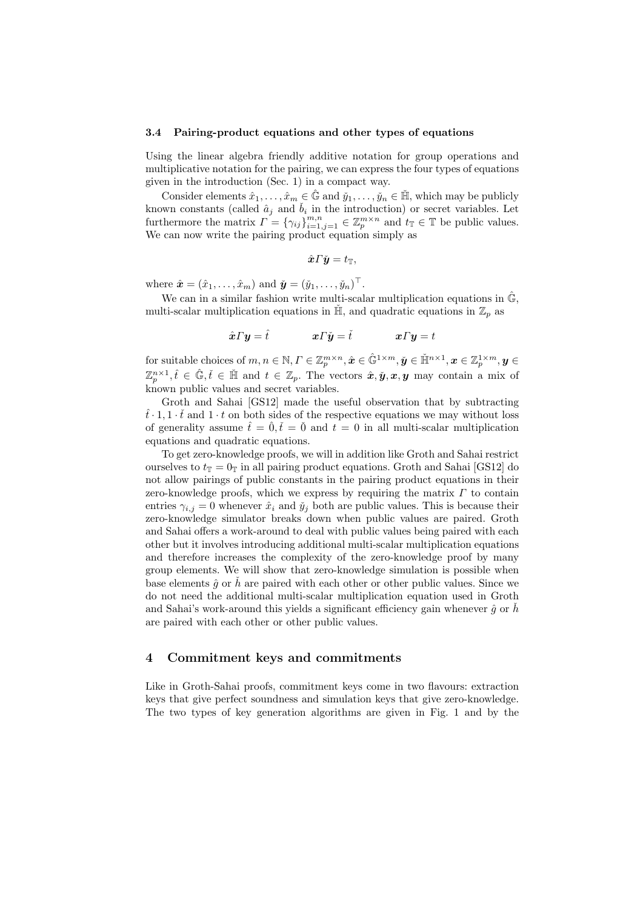### 3.4 Pairing-product equations and other types of equations

Using the linear algebra friendly additive notation for group operations and multiplicative notation for the pairing, we can express the four types of equations given in the introduction (Sec. 1) in a compact way.

Consider elements $\hat{x}_1, \ldots, \hat{x}_m \in \hat{\mathbb{G}}$ and $\check{y}_1, \ldots, \check{y}_n \in \check{\mathbb{H}}$, which may be publicly known constants (called $\hat{a}_j$ and $\check{b}_i$ in the introduction) or secret variables. Let furthermore the matrix $\Gamma = \{\gamma_{ij}\}_{i=1,j=1}^{m,n} \in \mathbb{Z}_p^{m \times n}$ and $t_{\mathbb{T}} \in \mathbb{T}$ be public values. We can now write the pairing product equation simply as

$$\hat{\boldsymbol{x}} \Gamma \check{\boldsymbol{y}} = t_{\mathbb{T}},$$

where $\hat{\boldsymbol{x}} = (\hat{x}_1, \ldots, \hat{x}_m)$ and $\check{\boldsymbol{y}} = (\check{y}_1, \ldots, \check{y}_n)^\top$.

We can in a similar fashion write multi-scalar multiplication equations in $\hat{\mathbb{G}}$, multi-scalar multiplication equations in $\check{\mathbb{H}}$, and quadratic equations in $\mathbb{Z}_p$ as

$$\hat{\boldsymbol{x}} \Gamma \boldsymbol{y} = \hat{t} \qquad \boldsymbol{x} \Gamma \check{\boldsymbol{y}} = \check{t} \qquad \boldsymbol{x} \Gamma \boldsymbol{y} = t$$

for suitable choices of $m, n \in \mathbb{N}, \Gamma \in \mathbb{Z}_p^{m \times n}, \hat{\boldsymbol{x}} \in \hat{\mathbb{G}}^{1 \times m}, \check{\boldsymbol{y}} \in \check{\mathbb{H}}^{n \times 1}, \boldsymbol{x} \in \mathbb{Z}_p^{1 \times m}, \boldsymbol{y} \in \mathbb{Z}_p^{n \times 1}, \hat{t} \in \hat{\mathbb{G}}, \check{t} \in \check{\mathbb{H}}$ and $t \in \mathbb{Z}_p$. The vectors $\hat{\boldsymbol{x}}, \check{\boldsymbol{y}}, \boldsymbol{x}, \boldsymbol{y}$ may contain a mix of known public values and secret variables.

Groth and Sahai [GS12] made the useful observation that by subtracting $\hat{t} \cdot 1, 1 \cdot \check{t}$ and $1 \cdot t$ on both sides of the respective equations we may without loss of generality assume $\hat{t} = \hat{0}, \check{t} = \check{0}$ and $t = 0$ in all multi-scalar multiplication equations and quadratic equations.

To get zero-knowledge proofs, we will in addition like Groth and Sahai restrict ourselves to $t_{\mathbb{T}} = 0_{\mathbb{T}}$ in all pairing product equations. Groth and Sahai [GS12] do not allow pairings of public constants in the pairing product equations in their zero-knowledge proofs, which we express by requiring the matrix $\Gamma$ to contain entries $\gamma_{i,j} = 0$ whenever $\hat{x}_i$ and $\check{y}_j$ both are public values. This is because their zero-knowledge simulator breaks down when public values are paired. Groth and Sahai offers a work-around to deal with public values being paired with each other but it involves introducing additional multi-scalar multiplication equations and therefore increases the complexity of the zero-knowledge proof by many group elements. We will show that zero-knowledge simulation is possible when base elements $\hat{g}$ or $\check{h}$ are paired with each other or other public values. Since we do not need the additional multi-scalar multiplication equation used in Groth and Sahai's work-around this yields a significant efficiency gain whenever $\hat{g}$ or $\check{h}$ are paired with each other or other public values.

## 4 Commitment keys and commitments

Like in Groth-Sahai proofs, commitment keys come in two flavours: extraction keys that give perfect soundness and simulation keys that give zero-knowledge. The two types of key generation algorithms are given in Fig. 1 and by the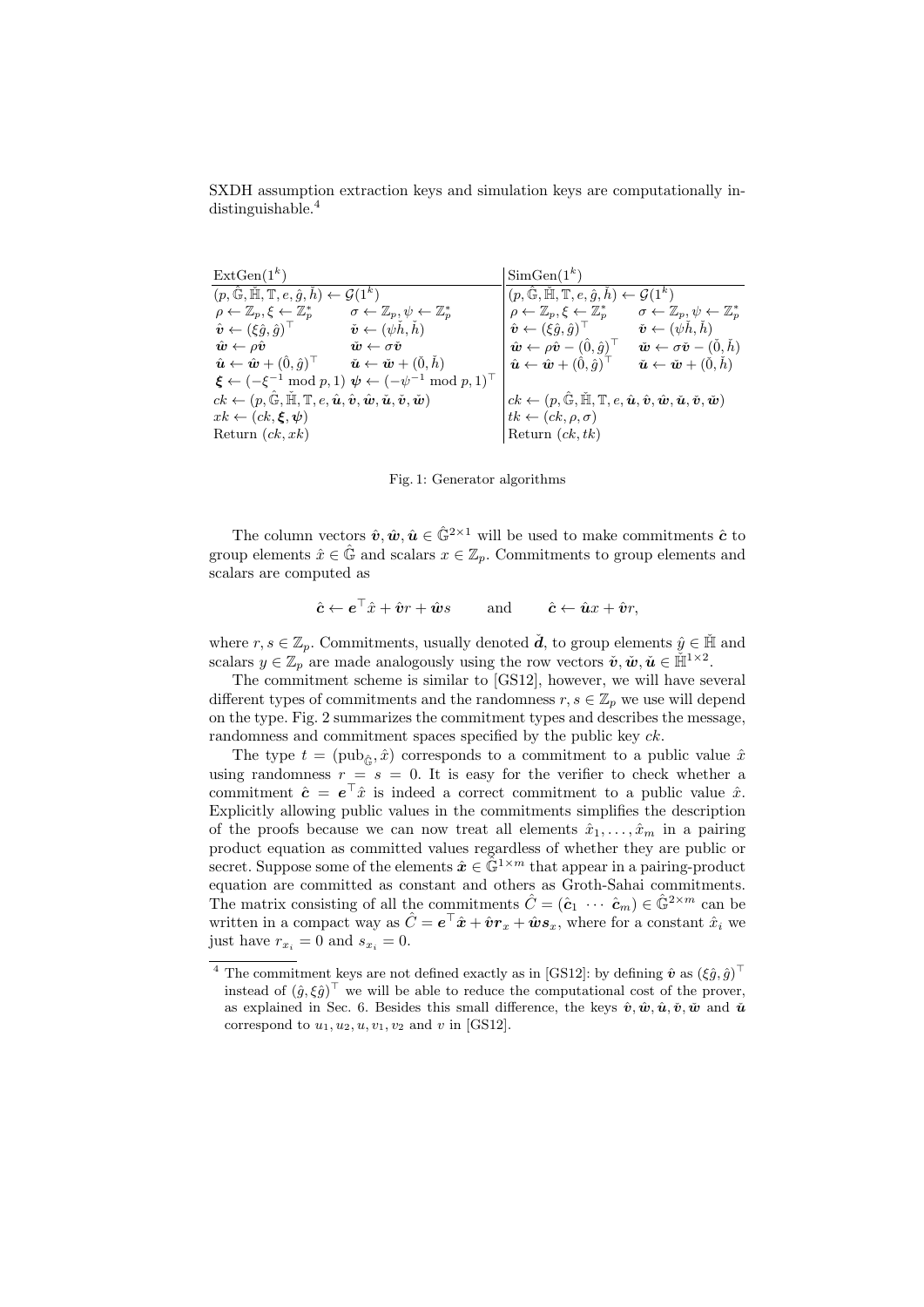SXDH assumption extraction keys and simulation keys are computationally indistinguishable.[4]

| $\mathrm{ExtGen}(1^k)$ | | $\mathrm{SimGen}(1^k)$ | |
|---|---|---|---|
| $(p, \hat{\mathbb{G}}, \check{\mathbb{H}}, \mathbb{T}, e, \hat{g}, \check{h}) \leftarrow \mathcal{G}(1^k)$ | | $(p, \hat{\mathbb{G}}, \check{\mathbb{H}}, \mathbb{T}, e, \hat{g}, \check{h}) \leftarrow \mathcal{G}(1^k)$ | |
| $\rho \leftarrow \mathbb{Z}_p, \xi \leftarrow \mathbb{Z}_p^*$ | $\sigma \leftarrow \mathbb{Z}_p, \psi \leftarrow \mathbb{Z}_p^*$ | $\rho \leftarrow \mathbb{Z}_p, \xi \leftarrow \mathbb{Z}_p^*$ | $\sigma \leftarrow \mathbb{Z}_p, \psi \leftarrow \mathbb{Z}_p^*$ |
| $\hat{\boldsymbol{v}} \leftarrow (\xi\hat{g}, \hat{g})^\top$ | $\check{\boldsymbol{v}} \leftarrow (\psi\check{h}, \check{h})$ | $\hat{\boldsymbol{v}} \leftarrow (\xi\hat{g}, \hat{g})^\top$ | $\check{\boldsymbol{v}} \leftarrow (\psi\check{h}, \check{h})$ |
| $\hat{\boldsymbol{w}} \leftarrow \rho\hat{\boldsymbol{v}}$ | $\check{\boldsymbol{w}} \leftarrow \sigma\check{\boldsymbol{v}}$ | $\hat{\boldsymbol{w}} \leftarrow \rho\hat{\boldsymbol{v}} - (\hat{0}, \hat{g})^\top$ | $\check{\boldsymbol{w}} \leftarrow \sigma\check{\boldsymbol{v}} - (\check{0}, \check{h})$ |
| $\hat{\boldsymbol{u}} \leftarrow \hat{\boldsymbol{w}} + (\hat{0}, \hat{g})^\top$ | $\check{\boldsymbol{u}} \leftarrow \check{\boldsymbol{w}} + (\check{0}, \check{h})$ | $\hat{\boldsymbol{u}} \leftarrow \hat{\boldsymbol{w}} + (\hat{0}, \hat{g})^\top$ | $\check{\boldsymbol{u}} \leftarrow \check{\boldsymbol{w}} + (\check{0}, \check{h})$ |
| $\boldsymbol{\xi} \leftarrow (-\xi^{-1} \bmod p, 1)$ | $\boldsymbol{\psi} \leftarrow (-\psi^{-1} \bmod p, 1)^\top$ | | |
| $ck \leftarrow (p, \hat{\mathbb{G}}, \check{\mathbb{H}}, \mathbb{T}, e, \hat{\boldsymbol{u}}, \hat{\boldsymbol{v}}, \hat{\boldsymbol{w}}, \check{\boldsymbol{u}}, \check{\boldsymbol{v}}, \check{\boldsymbol{w}})$ | | $ck \leftarrow (p, \hat{\mathbb{G}}, \check{\mathbb{H}}, \mathbb{T}, e, \hat{\boldsymbol{u}}, \hat{\boldsymbol{v}}, \hat{\boldsymbol{w}}, \check{\boldsymbol{u}}, \check{\boldsymbol{v}}, \check{\boldsymbol{w}})$ | |
| $xk \leftarrow (ck, \boldsymbol{\xi}, \boldsymbol{\psi})$ | | $tk \leftarrow (ck, \rho, \sigma)$ | |
| Return $(ck, xk)$ | | Return $(ck, tk)$ | |

Fig. 1: Generator algorithms

The column vectors $\hat{\boldsymbol{v}}, \hat{\boldsymbol{w}}, \hat{\boldsymbol{u}} \in \hat{\mathbb{G}}^{2\times 1}$ will be used to make commitments $\hat{\boldsymbol{c}}$ to group elements $\hat{x} \in \hat{\mathbb{G}}$ and scalars $x \in \mathbb{Z}_p$. Commitments to group elements and scalars are computed as

$$\hat{\boldsymbol{c}} \leftarrow \boldsymbol{e}^\top \hat{x} + \hat{\boldsymbol{v}} r + \hat{\boldsymbol{w}} s \qquad \text{and} \qquad \hat{\boldsymbol{c}} \leftarrow \hat{\boldsymbol{u}} x + \hat{\boldsymbol{v}} r,$$

where $r, s \in \mathbb{Z}_p$. Commitments, usually denoted $\check{\boldsymbol{d}}$, to group elements $\check{y} \in \check{\mathbb{H}}$ and scalars $y \in \mathbb{Z}_p$ are made analogously using the row vectors $\check{\boldsymbol{v}}, \check{\boldsymbol{w}}, \check{\boldsymbol{u}} \in \check{\mathbb{H}}^{1\times 2}$.

The commitment scheme is similar to [GS12], however, we will have several different types of commitments and the randomness $r, s \in \mathbb{Z}_p$ we use will depend on the type. Fig. 2 summarizes the commitment types and describes the message, randomness and commitment spaces specified by the public key $ck$.

The type $t = (\mathrm{pub}_{\hat{\mathbb{G}}}, \hat{x})$ corresponds to a commitment to a public value $\hat{x}$ using randomness $r = s = 0$. It is easy for the verifier to check whether a commitment $\hat{\boldsymbol{c}} = \boldsymbol{e}^\top \hat{x}$ is indeed a correct commitment to a public value $\hat{x}$. Explicitly allowing public values in the commitments simplifies the description of the proofs because we can now treat all elements $\hat{x}_1, \ldots, \hat{x}_m$ in a pairing product equation as committed values regardless of whether they are public or secret. Suppose some of the elements $\hat{\boldsymbol{x}} \in \hat{\mathbb{G}}^{1\times m}$ that appear in a pairing-product equation are committed as constant and others as Groth-Sahai commitments. The matrix consisting of all the commitments $\hat{C} = (\hat{\boldsymbol{c}}_1 \ \cdots \ \hat{\boldsymbol{c}}_m) \in \hat{\mathbb{G}}^{2\times m}$ can be written in a compact way as $\hat{C} = \boldsymbol{e}^\top \hat{\boldsymbol{x}} + \hat{\boldsymbol{v}} \boldsymbol{r}_x + \hat{\boldsymbol{w}} \boldsymbol{s}_x$, where for a constant $\hat{x}_i$ we just have $r_{x_i} = 0$ and $s_{x_i} = 0$.

[4] The commitment keys are not defined exactly as in [GS12]: by defining $\hat{\boldsymbol{v}}$ as $(\xi\hat{g}, \hat{g})^\top$ instead of $(\hat{g}, \xi\hat{g})^\top$ we will be able to reduce the computational cost of the prover, as explained in Sec. 6. Besides this small difference, the keys $\hat{\boldsymbol{v}}, \hat{\boldsymbol{w}}, \hat{\boldsymbol{u}}, \check{\boldsymbol{v}}, \check{\boldsymbol{w}}$ and $\check{\boldsymbol{u}}$ correspond to $u_1, u_2, u, v_1, v_2$ and $v$ in [GS12].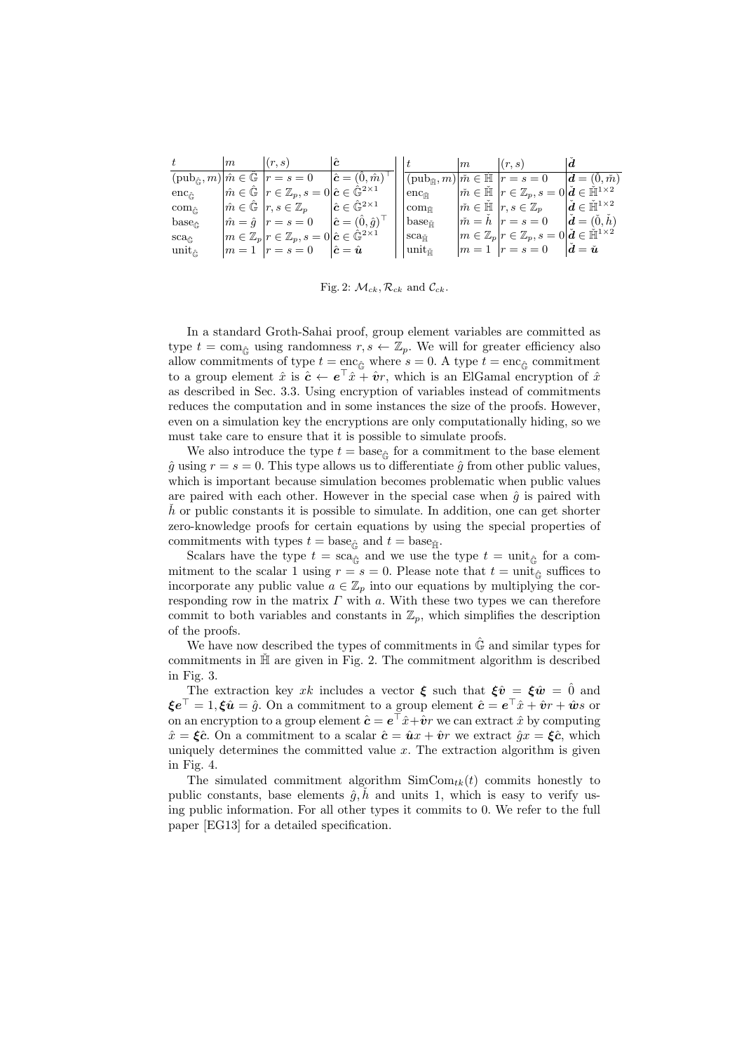| $t$ | $m$ | $(r,s)$ | $\hat{\boldsymbol{c}}$ |
|---|---|---|---|
| $(\text{pub}_{\hat{\mathbb{G}}}, m)$ | $\hat{m} \in \mathbb{G}$ | $r = s = 0$ | $\hat{\boldsymbol{c}} = (\hat{0}, \hat{m})^\top$ |
| $\text{enc}_{\hat{\mathbb{G}}}$ | $\hat{m} \in \hat{\mathbb{G}}$ | $r \in \mathbb{Z}_p, s = 0$ | $\hat{\boldsymbol{c}} \in \hat{\mathbb{G}}^{2\times 1}$ |
| $\text{com}_{\hat{\mathbb{G}}}$ | $\hat{m} \in \hat{\mathbb{G}}$ | $r, s \in \mathbb{Z}_p$ | $\hat{\boldsymbol{c}} \in \hat{\mathbb{G}}^{2\times 1}$ |
| $\text{base}_{\hat{\mathbb{G}}}$ | $\hat{m} = \hat{g}$ | $r = s = 0$ | $\hat{\boldsymbol{c}} = (\hat{0}, \hat{g})^\top$ |
| $\text{sca}_{\hat{\mathbb{G}}}$ | $m \in \mathbb{Z}_p$ | $r \in \mathbb{Z}_p, s = 0$ | $\hat{\boldsymbol{c}} \in \hat{\mathbb{G}}^{2\times 1}$ |
| $\text{unit}_{\hat{\mathbb{G}}}$ | $m = 1$ | $r = s = 0$ | $\hat{\boldsymbol{c}} = \hat{\boldsymbol{u}}$ |

| $t$ | $m$ | $(r,s)$ | $\check{\boldsymbol{d}}$ |
|---|---|---|---|
| $(\text{pub}_{\check{\mathbb{H}}}, m)$ | $\check{m} \in \mathbb{H}$ | $r = s = 0$ | $\boldsymbol{d} = (\check{0}, \check{m})$ |
| $\text{enc}_{\check{\mathbb{H}}}$ | $\check{m} \in \check{\mathbb{H}}$ | $r \in \mathbb{Z}_p, s = 0$ | $\check{\boldsymbol{d}} \in \check{\mathbb{H}}^{1\times 2}$ |
| $\text{com}_{\check{\mathbb{H}}}$ | $\check{m} \in \check{\mathbb{H}}$ | $r, s \in \mathbb{Z}_p$ | $\check{\boldsymbol{d}} \in \check{\mathbb{H}}^{1\times 2}$ |
| $\text{base}_{\check{\mathbb{H}}}$ | $\check{m} = \check{h}$ | $r = s = 0$ | $\check{\boldsymbol{d}} = (\check{0}, \check{h})$ |
| $\text{sca}_{\check{\mathbb{H}}}$ | $m \in \mathbb{Z}_p$ | $r \in \mathbb{Z}_p, s = 0$ | $\check{\boldsymbol{d}} \in \check{\mathbb{H}}^{1\times 2}$ |
| $\text{unit}_{\check{\mathbb{H}}}$ | $m = 1$ | $r = s = 0$ | $\check{\boldsymbol{d}} = \check{\boldsymbol{u}}$ |

Fig. 2: $\mathcal{M}_{ck}, \mathcal{R}_{ck}$ and $\mathcal{C}_{ck}$.

In a standard Groth-Sahai proof, group element variables are committed as type $t = \text{com}_{\hat{\mathbb{G}}}$ using randomness $r, s \leftarrow \mathbb{Z}_p$. We will for greater efficiency also allow commitments of type $t = \text{enc}_{\hat{\mathbb{G}}}$ where $s = 0$. A type $t = \text{enc}_{\hat{\mathbb{G}}}$ commitment to a group element $\hat{x}$ is $\hat{\boldsymbol{c}} \leftarrow \boldsymbol{e}^\top \hat{x} + \hat{\boldsymbol{v}} r$, which is an ElGamal encryption of $\hat{x}$ as described in Sec. 3.3. Using encryption of variables instead of commitments reduces the computation and in some instances the size of the proofs. However, even on a simulation key the encryptions are only computationally hiding, so we must take care to ensure that it is possible to simulate proofs.

We also introduce the type $t = \text{base}_{\hat{\mathbb{G}}}$ for a commitment to the base element $\hat{g}$ using $r = s = 0$. This type allows us to differentiate $\hat{g}$ from other public values, which is important because simulation becomes problematic when public values are paired with each other. However in the special case when $\hat{g}$ is paired with $\check{h}$ or public constants it is possible to simulate. In addition, one can get shorter zero-knowledge proofs for certain equations by using the special properties of commitments with types $t = \text{base}_{\hat{\mathbb{G}}}$ and $t = \text{base}_{\check{\mathbb{H}}}$.

Scalars have the type $t = \text{sca}_{\hat{\mathbb{G}}}$ and we use the type $t = \text{unit}_{\hat{\mathbb{G}}}$ for a commitment to the scalar 1 using $r = s = 0$. Please note that $t = \text{unit}_{\hat{\mathbb{G}}}$ suffices to incorporate any public value $a \in \mathbb{Z}_p$ into our equations by multiplying the corresponding row in the matrix $\Gamma$ with $a$. With these two types we can therefore commit to both variables and constants in $\mathbb{Z}_p$, which simplifies the description of the proofs.

We have now described the types of commitments in $\hat{\mathbb{G}}$ and similar types for commitments in $\check{\mathbb{H}}$ are given in Fig. 2. The commitment algorithm is described in Fig. 3.

The extraction key $xk$ includes a vector $\boldsymbol{\xi}$ such that $\boldsymbol{\xi}\hat{\boldsymbol{v}} = \boldsymbol{\xi}\hat{\boldsymbol{w}} = \hat{0}$ and $\boldsymbol{\xi}\boldsymbol{e}^\top = 1, \boldsymbol{\xi}\hat{\boldsymbol{u}} = \hat{g}$. On a commitment to a group element $\hat{\boldsymbol{c}} = \boldsymbol{e}^\top \hat{x} + \hat{\boldsymbol{v}} r + \hat{\boldsymbol{w}} s$ or on an encryption to a group element $\hat{\boldsymbol{c}} = \boldsymbol{e}^\top \hat{x} + \hat{\boldsymbol{v}} r$ we can extract $\hat{x}$ by computing $\hat{x} = \boldsymbol{\xi}\hat{\boldsymbol{c}}$. On a commitment to a scalar $\hat{\boldsymbol{c}} = \hat{\boldsymbol{u}} x + \hat{\boldsymbol{v}} r$ we extract $\hat{g}x = \boldsymbol{\xi}\hat{\boldsymbol{c}}$, which uniquely determines the committed value $x$. The extraction algorithm is given in Fig. 4.

The simulated commitment algorithm $\text{SimCom}_{tk}(t)$ commits honestly to public constants, base elements $\hat{g}, \check{h}$ and units 1, which is easy to verify using public information. For all other types it commits to 0. We refer to the full paper [EG13] for a detailed specification.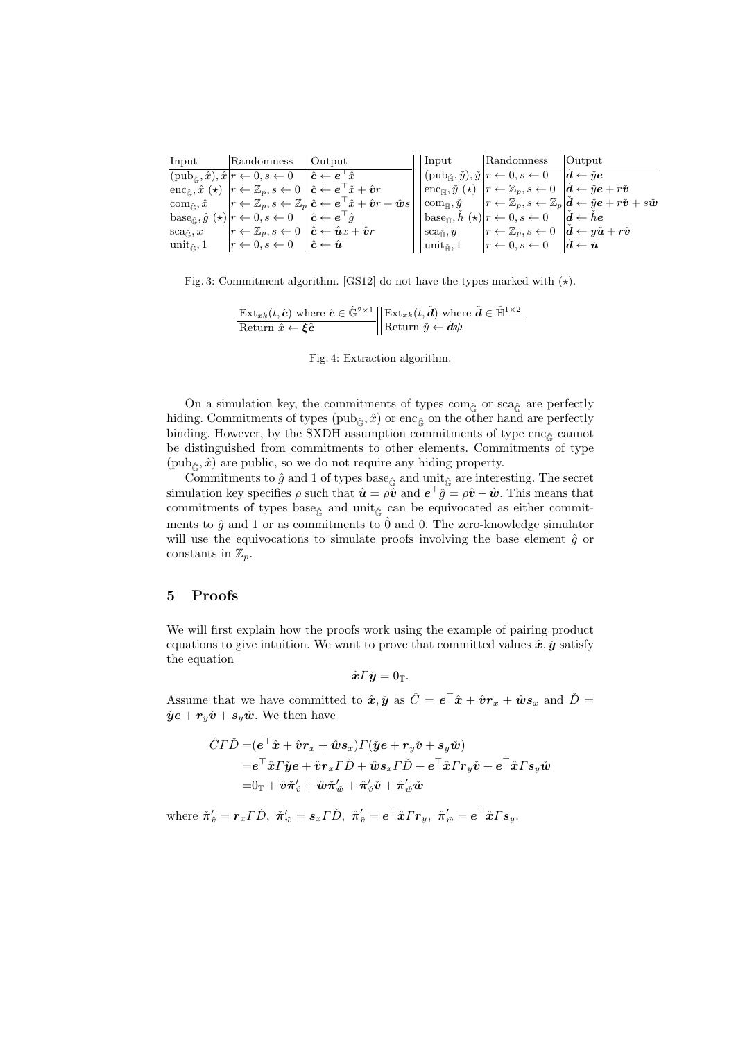| Input | Randomness | Output |
|---|---|---|
| $(\mathrm{pub}_{\hat{\mathbb{G}}}, \hat{x}), \hat{x}$ | $r \leftarrow 0, s \leftarrow 0$ | $\hat{\boldsymbol{c}} \leftarrow \boldsymbol{e}^\top \hat{x}$ |
| $\mathrm{enc}_{\hat{\mathbb{G}}}, \hat{x}$ $(\star)$ | $r \leftarrow \mathbb{Z}_p, s \leftarrow 0$ | $\hat{\boldsymbol{c}} \leftarrow \boldsymbol{e}^\top \hat{x} + \hat{\boldsymbol{v}} r$ |
| $\mathrm{com}_{\hat{\mathbb{G}}}, \hat{x}$ | $r \leftarrow \mathbb{Z}_p, s \leftarrow \mathbb{Z}_p$ | $\hat{\boldsymbol{c}} \leftarrow \boldsymbol{e}^\top \hat{x} + \hat{\boldsymbol{v}} r + \hat{\boldsymbol{w}} s$ |
| $\mathrm{base}_{\hat{\mathbb{G}}}, \hat{g}$ $(\star)$ | $r \leftarrow 0, s \leftarrow 0$ | $\hat{\boldsymbol{c}} \leftarrow \boldsymbol{e}^\top \hat{g}$ |
| $\mathrm{sca}_{\hat{\mathbb{G}}}, x$ | $r \leftarrow \mathbb{Z}_p, s \leftarrow 0$ | $\hat{\boldsymbol{c}} \leftarrow \hat{\boldsymbol{u}} x + \hat{\boldsymbol{v}} r$ |
| $\mathrm{unit}_{\hat{\mathbb{G}}}, 1$ | $r \leftarrow 0, s \leftarrow 0$ | $\hat{\boldsymbol{c}} \leftarrow \hat{\boldsymbol{u}}$ |

| Input | Randomness | Output |
|---|---|---|
| $(\mathrm{pub}_{\check{\mathbb{H}}}, \check{y}), \check{y}$ | $r \leftarrow 0, s \leftarrow 0$ | $\check{\boldsymbol{d}} \leftarrow \check{y} \boldsymbol{e}$ |
| $\mathrm{enc}_{\check{\mathbb{H}}}, \check{y}$ $(\star)$ | $r \leftarrow \mathbb{Z}_p, s \leftarrow 0$ | $\check{\boldsymbol{d}} \leftarrow \check{y} \boldsymbol{e} + r \check{\boldsymbol{v}}$ |
| $\mathrm{com}_{\check{\mathbb{H}}}, \check{y}$ | $r \leftarrow \mathbb{Z}_p, s \leftarrow \mathbb{Z}_p$ | $\check{\boldsymbol{d}} \leftarrow \check{y} \boldsymbol{e} + r \check{\boldsymbol{v}} + s \check{\boldsymbol{w}}$ |
| $\mathrm{base}_{\check{\mathbb{H}}}, \check{h}$ $(\star)$ | $r \leftarrow 0, s \leftarrow 0$ | $\check{\boldsymbol{d}} \leftarrow \check{h} \boldsymbol{e}$ |
| $\mathrm{sca}_{\check{\mathbb{H}}}, y$ | $r \leftarrow \mathbb{Z}_p, s \leftarrow 0$ | $\check{\boldsymbol{d}} \leftarrow y \check{\boldsymbol{u}} + r \check{\boldsymbol{v}}$ |
| $\mathrm{unit}_{\check{\mathbb{H}}}, 1$ | $r \leftarrow 0, s \leftarrow 0$ | $\check{\boldsymbol{d}} \leftarrow \check{\boldsymbol{u}}$ |

Fig. 3: Commitment algorithm. [GS12] do not have the types marked with $(\star)$.

| $\mathrm{Ext}_{xk}(t, \hat{\boldsymbol{c}})$ where $\hat{\boldsymbol{c}} \in \hat{\mathbb{G}}^{2\times 1}$ | $\mathrm{Ext}_{xk}(t, \check{\boldsymbol{d}})$ where $\check{\boldsymbol{d}} \in \check{\mathbb{H}}^{1\times 2}$ |
|---|---|
| Return $\hat{x} \leftarrow \boldsymbol{\xi} \hat{\boldsymbol{c}}$ | Return $\check{y} \leftarrow \boldsymbol{d} \boldsymbol{\psi}$ |

Fig. 4: Extraction algorithm.

On a simulation key, the commitments of types $\mathrm{com}_{\hat{\mathbb{G}}}$ or $\mathrm{sca}_{\hat{\mathbb{G}}}$ are perfectly hiding. Commitments of types $(\mathrm{pub}_{\hat{\mathbb{G}}}, \hat{x})$ or $\mathrm{enc}_{\hat{\mathbb{G}}}$ on the other hand are perfectly binding. However, by the SXDH assumption commitments of type $\mathrm{enc}_{\hat{\mathbb{G}}}$ cannot be distinguished from commitments to other elements. Commitments of type $(\mathrm{pub}_{\hat{\mathbb{G}}}, \hat{x})$ are public, so we do not require any hiding property.

Commitments to $\hat{g}$ and 1 of types $\mathrm{base}_{\hat{\mathbb{G}}}$ and $\mathrm{unit}_{\hat{\mathbb{G}}}$ are interesting. The secret simulation key specifies $\rho$ such that $\hat{\boldsymbol{u}} = \rho \hat{\boldsymbol{v}}$ and $\boldsymbol{e}^\top \hat{g} = \rho \hat{\boldsymbol{v}} - \hat{\boldsymbol{w}}$. This means that commitments of types $\mathrm{base}_{\hat{\mathbb{G}}}$ and $\mathrm{unit}_{\hat{\mathbb{G}}}$ can be equivocated as either commitments to $\hat{g}$ and 1 or as commitments to $\hat{0}$ and 0. The zero-knowledge simulator will use the equivocations to simulate proofs involving the base element $\hat{g}$ or constants in $\mathbb{Z}_p$.

# 5 Proofs

We will first explain how the proofs work using the example of pairing product equations to give intuition. We want to prove that committed values $\hat{\boldsymbol{x}}, \check{\boldsymbol{y}}$ satisfy the equation

$$\hat{\boldsymbol{x}} \Gamma \check{\boldsymbol{y}} = 0_{\mathbb{T}}.$$

Assume that we have committed to $\hat{\boldsymbol{x}}, \check{\boldsymbol{y}}$ as $\hat{C} = \boldsymbol{e}^\top \hat{\boldsymbol{x}} + \hat{\boldsymbol{v}} \boldsymbol{r}_x + \hat{\boldsymbol{w}} \boldsymbol{s}_x$ and $\check{D} = \check{\boldsymbol{y}} \boldsymbol{e} + \boldsymbol{r}_y \check{\boldsymbol{v}} + \boldsymbol{s}_y \check{\boldsymbol{w}}$. We then have

$$\begin{aligned}
\hat{C} \Gamma \check{D} =& (\boldsymbol{e}^\top \hat{\boldsymbol{x}} + \hat{\boldsymbol{v}} \boldsymbol{r}_x + \hat{\boldsymbol{w}} \boldsymbol{s}_x) \Gamma (\check{\boldsymbol{y}} \boldsymbol{e} + \boldsymbol{r}_y \check{\boldsymbol{v}} + \boldsymbol{s}_y \check{\boldsymbol{w}}) \\
=& \boldsymbol{e}^\top \hat{\boldsymbol{x}} \Gamma \check{\boldsymbol{y}} \boldsymbol{e} + \hat{\boldsymbol{v}} \boldsymbol{r}_x \Gamma \check{D} + \hat{\boldsymbol{w}} \boldsymbol{s}_x \Gamma \check{D} + \boldsymbol{e}^\top \hat{\boldsymbol{x}} \Gamma \boldsymbol{r}_y \check{\boldsymbol{v}} + \boldsymbol{e}^\top \hat{\boldsymbol{x}} \Gamma \boldsymbol{s}_y \check{\boldsymbol{w}} \\
=& 0_{\mathbb{T}} + \hat{\boldsymbol{v}} \check{\boldsymbol{\pi}}'_{\hat{v}} + \hat{\boldsymbol{w}} \check{\boldsymbol{\pi}}'_{\hat{w}} + \hat{\boldsymbol{\pi}}'_{\check{v}} \check{\boldsymbol{v}} + \hat{\boldsymbol{\pi}}'_{\check{w}} \check{\boldsymbol{w}}
\end{aligned}$$

where $\check{\boldsymbol{\pi}}'_{\hat{v}} = \boldsymbol{r}_x \Gamma \check{D}$, $\check{\boldsymbol{\pi}}'_{\hat{w}} = \boldsymbol{s}_x \Gamma \check{D}$, $\hat{\boldsymbol{\pi}}'_{\check{v}} = \boldsymbol{e}^\top \hat{\boldsymbol{x}} \Gamma \boldsymbol{r}_y$, $\hat{\boldsymbol{\pi}}'_{\check{w}} = \boldsymbol{e}^\top \hat{\boldsymbol{x}} \Gamma \boldsymbol{s}_y$.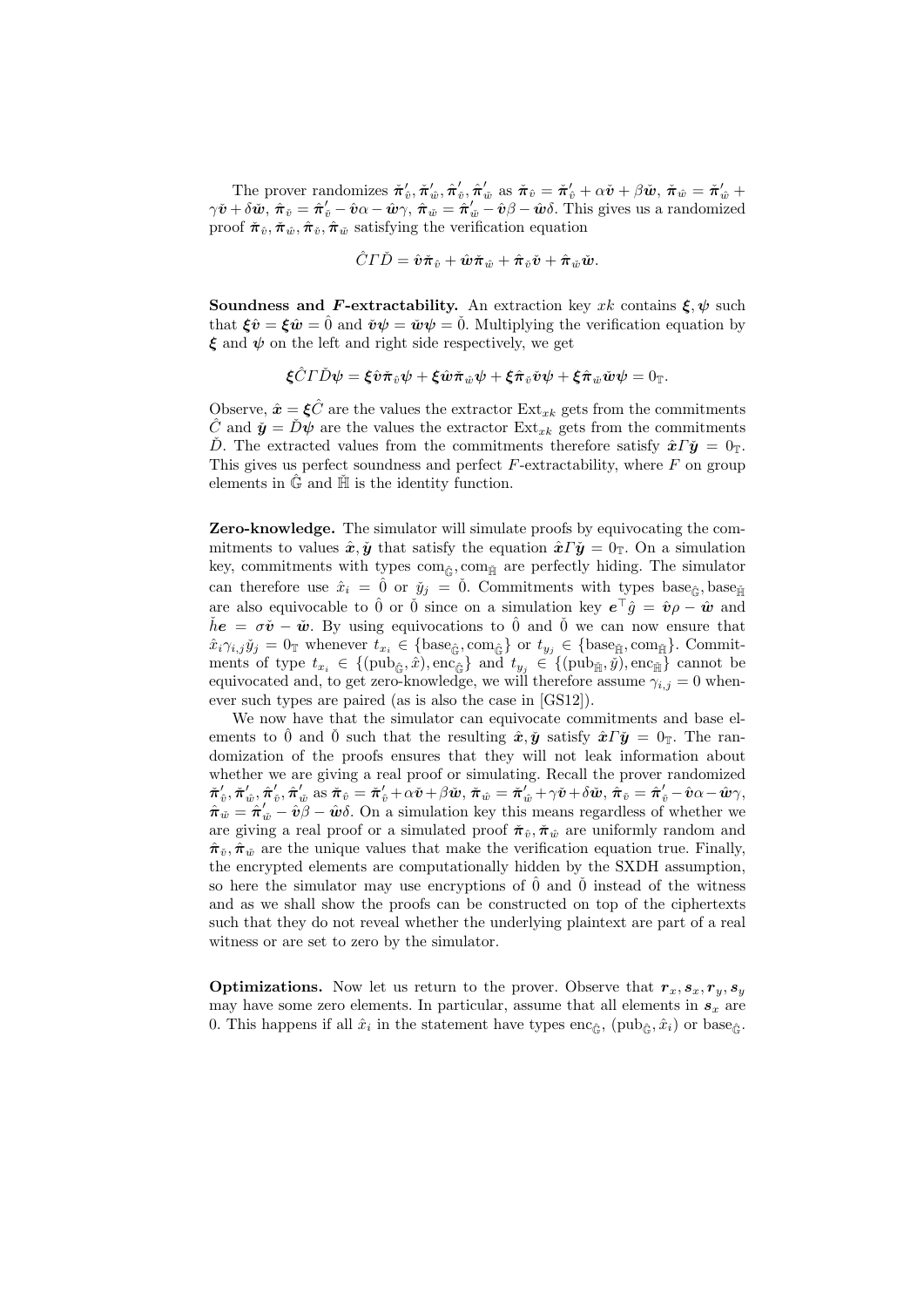The prover randomizes $\check{\boldsymbol{\pi}}'_{\hat{v}}, \check{\boldsymbol{\pi}}'_{\hat{w}}, \hat{\boldsymbol{\pi}}'_{\check{v}}, \hat{\boldsymbol{\pi}}'_{\check{w}}$ as $\check{\boldsymbol{\pi}}_{\hat{v}} = \check{\boldsymbol{\pi}}'_{\hat{v}} + \alpha\check{\boldsymbol{v}} + \beta\check{\boldsymbol{w}}$, $\check{\boldsymbol{\pi}}_{\hat{w}} = \check{\boldsymbol{\pi}}'_{\hat{w}} + \gamma\check{\boldsymbol{v}} + \delta\check{\boldsymbol{w}}$, $\hat{\boldsymbol{\pi}}_{\check{v}} = \hat{\boldsymbol{\pi}}'_{\check{v}} - \hat{\boldsymbol{v}}\alpha - \hat{\boldsymbol{w}}\gamma$, $\hat{\boldsymbol{\pi}}_{\check{w}} = \hat{\boldsymbol{\pi}}'_{\check{w}} - \hat{\boldsymbol{v}}\beta - \hat{\boldsymbol{w}}\delta$. This gives us a randomized proof $\check{\boldsymbol{\pi}}_{\hat{v}}, \check{\boldsymbol{\pi}}_{\hat{w}}, \hat{\boldsymbol{\pi}}_{\check{v}}, \hat{\boldsymbol{\pi}}_{\check{w}}$ satisfying the verification equation

$$\hat{C}\Gamma\check{D} = \hat{\boldsymbol{v}}\check{\boldsymbol{\pi}}_{\hat{v}} + \hat{\boldsymbol{w}}\check{\boldsymbol{\pi}}_{\hat{w}} + \hat{\boldsymbol{\pi}}_{\check{v}}\check{\boldsymbol{v}} + \hat{\boldsymbol{\pi}}_{\check{w}}\check{\boldsymbol{w}}.$$

**Soundness and $F$-extractability.** An extraction key $xk$ contains $\boldsymbol{\xi}, \boldsymbol{\psi}$ such that $\boldsymbol{\xi}\hat{\boldsymbol{v}} = \boldsymbol{\xi}\hat{\boldsymbol{w}} = \hat{0}$ and $\check{\boldsymbol{v}}\boldsymbol{\psi} = \check{\boldsymbol{w}}\boldsymbol{\psi} = \check{0}$. Multiplying the verification equation by $\boldsymbol{\xi}$ and $\boldsymbol{\psi}$ on the left and right side respectively, we get

$$\boldsymbol{\xi}\hat{C}\Gamma\check{D}\boldsymbol{\psi} = \boldsymbol{\xi}\hat{\boldsymbol{v}}\check{\boldsymbol{\pi}}_{\hat{v}}\boldsymbol{\psi} + \boldsymbol{\xi}\hat{\boldsymbol{w}}\check{\boldsymbol{\pi}}_{\hat{w}}\boldsymbol{\psi} + \boldsymbol{\xi}\hat{\boldsymbol{\pi}}_{\check{v}}\check{\boldsymbol{v}}\boldsymbol{\psi} + \boldsymbol{\xi}\hat{\boldsymbol{\pi}}_{\check{w}}\check{\boldsymbol{w}}\boldsymbol{\psi} = 0_{\mathbb{T}}.$$

Observe, $\hat{\boldsymbol{x}} = \boldsymbol{\xi}\hat{C}$ are the values the extractor $\mathrm{Ext}_{xk}$ gets from the commitments $\hat{C}$ and $\check{\boldsymbol{y}} = \check{D}\boldsymbol{\psi}$ are the values the extractor $\mathrm{Ext}_{xk}$ gets from the commitments $\check{D}$. The extracted values from the commitments therefore satisfy $\hat{\boldsymbol{x}}\Gamma\check{\boldsymbol{y}} = 0_{\mathbb{T}}$. This gives us perfect soundness and perfect $F$-extractability, where $F$ on group elements in $\hat{\mathbb{G}}$ and $\check{\mathbb{H}}$ is the identity function.

**Zero-knowledge.** The simulator will simulate proofs by equivocating the commitments to values $\hat{\boldsymbol{x}}, \check{\boldsymbol{y}}$ that satisfy the equation $\hat{\boldsymbol{x}}\Gamma\check{\boldsymbol{y}} = 0_{\mathbb{T}}$. On a simulation key, commitments with types $\mathrm{com}_{\hat{\mathbb{G}}}, \mathrm{com}_{\check{\mathbb{H}}}$ are perfectly hiding. The simulator can therefore use $\hat{x}_i = \hat{0}$ or $\check{y}_j = \check{0}$. Commitments with types $\mathrm{base}_{\hat{\mathbb{G}}}, \mathrm{base}_{\check{\mathbb{H}}}$ are also equivocable to $\hat{0}$ or $\check{0}$ since on a simulation key $\boldsymbol{e}^\top\hat{g} = \hat{\boldsymbol{v}}\rho - \hat{\boldsymbol{w}}$ and $\check{h}\boldsymbol{e} = \sigma\check{\boldsymbol{v}} - \check{\boldsymbol{w}}$. By using equivocations to $\hat{0}$ and $\check{0}$ we can now ensure that $\hat{x}_i\gamma_{i,j}\check{y}_j = 0_{\mathbb{T}}$ whenever $t_{x_i} \in \{\mathrm{base}_{\hat{\mathbb{G}}}, \mathrm{com}_{\hat{\mathbb{G}}}\}$ or $t_{y_j} \in \{\mathrm{base}_{\check{\mathbb{H}}}, \mathrm{com}_{\check{\mathbb{H}}}\}$. Commitments of type $t_{x_i} \in \{(\mathrm{pub}_{\hat{\mathbb{G}}}, \hat{x}), \mathrm{enc}_{\hat{\mathbb{G}}}\}$ and $t_{y_j} \in \{(\mathrm{pub}_{\check{\mathbb{H}}}, \check{y}), \mathrm{enc}_{\check{\mathbb{H}}}\}$ cannot be equivocated and, to get zero-knowledge, we will therefore assume $\gamma_{i,j} = 0$ whenever such types are paired (as is also the case in [GS12]).

We now have that the simulator can equivocate commitments and base elements to $\hat{0}$ and $\check{0}$ such that the resulting $\hat{\boldsymbol{x}}, \check{\boldsymbol{y}}$ satisfy $\hat{\boldsymbol{x}}\Gamma\check{\boldsymbol{y}} = 0_{\mathbb{T}}$. The randomization of the proofs ensures that they will not leak information about whether we are giving a real proof or simulating. Recall the prover randomized $\check{\boldsymbol{\pi}}'_{\hat{v}}, \check{\boldsymbol{\pi}}'_{\hat{w}}, \hat{\boldsymbol{\pi}}'_{\check{v}}, \hat{\boldsymbol{\pi}}'_{\check{w}}$ as $\check{\boldsymbol{\pi}}_{\hat{v}} = \check{\boldsymbol{\pi}}'_{\hat{v}} + \alpha\check{\boldsymbol{v}} + \beta\check{\boldsymbol{w}}$, $\check{\boldsymbol{\pi}}_{\hat{w}} = \check{\boldsymbol{\pi}}'_{\hat{w}} + \gamma\check{\boldsymbol{v}} + \delta\check{\boldsymbol{w}}$, $\hat{\boldsymbol{\pi}}_{\check{v}} = \hat{\boldsymbol{\pi}}'_{\check{v}} - \hat{\boldsymbol{v}}\alpha - \hat{\boldsymbol{w}}\gamma$, $\hat{\boldsymbol{\pi}}_{\check{w}} = \hat{\boldsymbol{\pi}}'_{\check{w}} - \hat{\boldsymbol{v}}\beta - \hat{\boldsymbol{w}}\delta$. On a simulation key this means regardless of whether we are giving a real proof or a simulated proof $\check{\boldsymbol{\pi}}_{\hat{v}}, \check{\boldsymbol{\pi}}_{\hat{w}}$ are uniformly random and $\hat{\boldsymbol{\pi}}_{\check{v}}, \hat{\boldsymbol{\pi}}_{\check{w}}$ are the unique values that make the verification equation true. Finally, the encrypted elements are computationally hidden by the SXDH assumption, so here the simulator may use encryptions of $\hat{0}$ and $\check{0}$ instead of the witness and as we shall show the proofs can be constructed on top of the ciphertexts such that they do not reveal whether the underlying plaintext are part of a real witness or are set to zero by the simulator.

**Optimizations.** Now let us return to the prover. Observe that $\boldsymbol{r}_x, \boldsymbol{s}_x, \boldsymbol{r}_y, \boldsymbol{s}_y$ may have some zero elements. In particular, assume that all elements in $\boldsymbol{s}_x$ are 0. This happens if all $\hat{x}_i$ in the statement have types $\mathrm{enc}_{\hat{\mathbb{G}}}$, $(\mathrm{pub}_{\hat{\mathbb{G}}}, \hat{x}_i)$ or $\mathrm{base}_{\hat{\mathbb{G}}}$.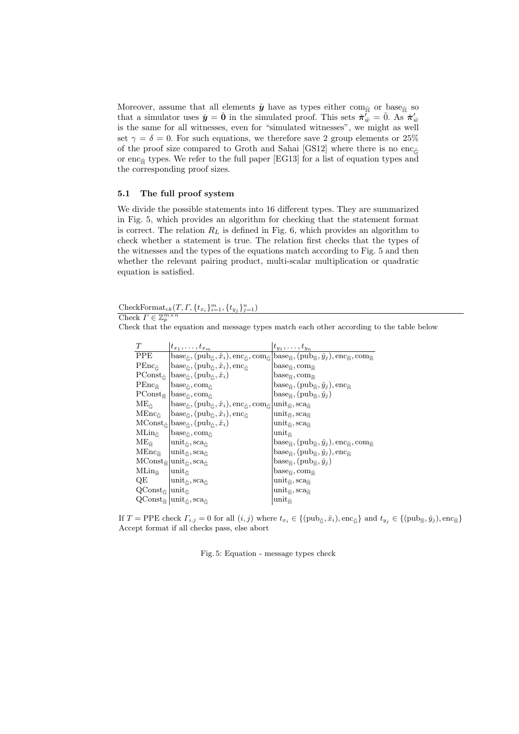Moreover, assume that all elements $\check{\boldsymbol{y}}$ have as types either $\text{com}_{\check{\mathbb{H}}}$ or $\text{base}_{\check{\mathbb{H}}}$ so that a simulator uses $\check{\boldsymbol{y}} = \check{\boldsymbol{0}}$ in the simulated proof. This sets $\check{\boldsymbol{\pi}}'_{\hat{w}} = \check{0}$. As $\check{\boldsymbol{\pi}}'_{\hat{w}}$ is the same for all witnesses, even for "simulated witnesses", we might as well set $\gamma = \delta = 0$. For such equations, we therefore save 2 group elements or 25% of the proof size compared to Groth and Sahai [GS12] where there is no $\text{enc}_{\hat{\mathbb{G}}}$ or $\text{enc}_{\check{\mathbb{H}}}$ types. We refer to the full paper [EG13] for a list of equation types and the corresponding proof sizes.

### 5.1 The full proof system

We divide the possible statements into 16 different types. They are summarized in Fig. 5, which provides an algorithm for checking that the statement format is correct. The relation $R_L$ is defined in Fig. 6, which provides an algorithm to check whether a statement is true. The relation first checks that the types of the witnesses and the types of the equations match according to Fig. 5 and then whether the relevant pairing product, multi-scalar multiplication or quadratic equation is satisfied.

$\text{CheckFormat}_{ck}(T, \Gamma, \{t_{x_i}\}_{i=1}^m, \{t_{y_j}\}_{j=1}^n)$

Check $\Gamma \in \mathbb{Z}_p^{m \times n}$

Check that the equation and message types match each other according to the table below

| $T$ | $t_{x_1}, \ldots, t_{x_m}$ | $t_{y_1}, \ldots, t_{y_n}$ |
|---|---|---|
| PPE | $\text{base}_{\hat{\mathbb{G}}}, (\text{pub}_{\hat{\mathbb{G}}}, \hat{x}_i), \text{enc}_{\hat{\mathbb{G}}}, \text{com}_{\hat{\mathbb{G}}}$ | $\text{base}_{\check{\mathbb{H}}}, (\text{pub}_{\check{\mathbb{H}}}, \check{y}_j), \text{enc}_{\check{\mathbb{H}}}, \text{com}_{\check{\mathbb{H}}}$ |
| $\text{PEnc}_{\hat{\mathbb{G}}}$ | $\text{base}_{\hat{\mathbb{G}}}, (\text{pub}_{\hat{\mathbb{G}}}, \hat{x}_i), \text{enc}_{\hat{\mathbb{G}}}$ | $\text{base}_{\check{\mathbb{H}}}, \text{com}_{\check{\mathbb{H}}}$ |
| $\text{PConst}_{\hat{\mathbb{G}}}$ | $\text{base}_{\hat{\mathbb{G}}}, (\text{pub}_{\hat{\mathbb{G}}}, \hat{x}_i)$ | $\text{base}_{\check{\mathbb{H}}}, \text{com}_{\check{\mathbb{H}}}$ |
| $\text{PEnc}_{\check{\mathbb{H}}}$ | $\text{base}_{\hat{\mathbb{G}}}, \text{com}_{\hat{\mathbb{G}}}$ | $\text{base}_{\check{\mathbb{H}}}, (\text{pub}_{\check{\mathbb{H}}}, \check{y}_j), \text{enc}_{\check{\mathbb{H}}}$ |
| $\text{PConst}_{\check{\mathbb{H}}}$ | $\text{base}_{\hat{\mathbb{G}}}, \text{com}_{\hat{\mathbb{G}}}$ | $\text{base}_{\check{\mathbb{H}}}, (\text{pub}_{\check{\mathbb{H}}}, \check{y}_j)$ |
| $\text{ME}_{\hat{\mathbb{G}}}$ | $\text{base}_{\hat{\mathbb{G}}}, (\text{pub}_{\hat{\mathbb{G}}}, \hat{x}_i), \text{enc}_{\hat{\mathbb{G}}}, \text{com}_{\hat{\mathbb{G}}}$ | $\text{unit}_{\check{\mathbb{H}}}, \text{sca}_{\check{\mathbb{H}}}$ |
| $\text{MEnc}_{\hat{\mathbb{G}}}$ | $\text{base}_{\hat{\mathbb{G}}}, (\text{pub}_{\hat{\mathbb{G}}}, \hat{x}_i), \text{enc}_{\hat{\mathbb{G}}}$ | $\text{unit}_{\check{\mathbb{H}}}, \text{sca}_{\check{\mathbb{H}}}$ |
| $\text{MConst}_{\hat{\mathbb{G}}}$ | $\text{base}_{\hat{\mathbb{G}}}, (\text{pub}_{\hat{\mathbb{G}}}, \hat{x}_i)$ | $\text{unit}_{\check{\mathbb{H}}}, \text{sca}_{\check{\mathbb{H}}}$ |
| $\text{MLin}_{\hat{\mathbb{G}}}$ | $\text{base}_{\hat{\mathbb{G}}}, \text{com}_{\hat{\mathbb{G}}}$ | $\text{unit}_{\check{\mathbb{H}}}$ |
| $\text{ME}_{\check{\mathbb{H}}}$ | $\text{unit}_{\hat{\mathbb{G}}}, \text{sca}_{\hat{\mathbb{G}}}$ | $\text{base}_{\check{\mathbb{H}}}, (\text{pub}_{\check{\mathbb{H}}}, \check{y}_j), \text{enc}_{\check{\mathbb{H}}}, \text{com}_{\check{\mathbb{H}}}$ |
| $\text{MEnc}_{\check{\mathbb{H}}}$ | $\text{unit}_{\hat{\mathbb{G}}}, \text{sca}_{\hat{\mathbb{G}}}$ | $\text{base}_{\check{\mathbb{H}}}, (\text{pub}_{\check{\mathbb{H}}}, \check{y}_j), \text{enc}_{\check{\mathbb{H}}}$ |
| $\text{MConst}_{\check{\mathbb{H}}}$ | $\text{unit}_{\hat{\mathbb{G}}}, \text{sca}_{\hat{\mathbb{G}}}$ | $\text{base}_{\check{\mathbb{H}}}, (\text{pub}_{\check{\mathbb{H}}}, \check{y}_j)$ |
| $\text{MLin}_{\check{\mathbb{H}}}$ | $\text{unit}_{\hat{\mathbb{G}}}$ | $\text{base}_{\check{\mathbb{H}}}, \text{com}_{\check{\mathbb{H}}}$ |
| QE | $\text{unit}_{\hat{\mathbb{G}}}, \text{sca}_{\hat{\mathbb{G}}}$ | $\text{unit}_{\check{\mathbb{H}}}, \text{sca}_{\check{\mathbb{H}}}$ |
| $\text{QConst}_{\hat{\mathbb{G}}}$ | $\text{unit}_{\hat{\mathbb{G}}}$ | $\text{unit}_{\check{\mathbb{H}}}, \text{sca}_{\check{\mathbb{H}}}$ |
| $\text{QConst}_{\check{\mathbb{H}}}$ | $\text{unit}_{\hat{\mathbb{G}}}, \text{sca}_{\hat{\mathbb{G}}}$ | $\text{unit}_{\check{\mathbb{H}}}$ |

If $T = \text{PPE}$ check $\Gamma_{i,j} = 0$ for all $(i,j)$ where $t_{x_i} \in \{(\text{pub}_{\hat{\mathbb{G}}}, \hat{x}_i), \text{enc}_{\hat{\mathbb{G}}}\}$ and $t_{y_j} \in \{(\text{pub}_{\check{\mathbb{H}}}, \check{y}_j), \text{enc}_{\check{\mathbb{H}}}\}$

Accept format if all checks pass, else abort

Fig. 5: Equation - message types check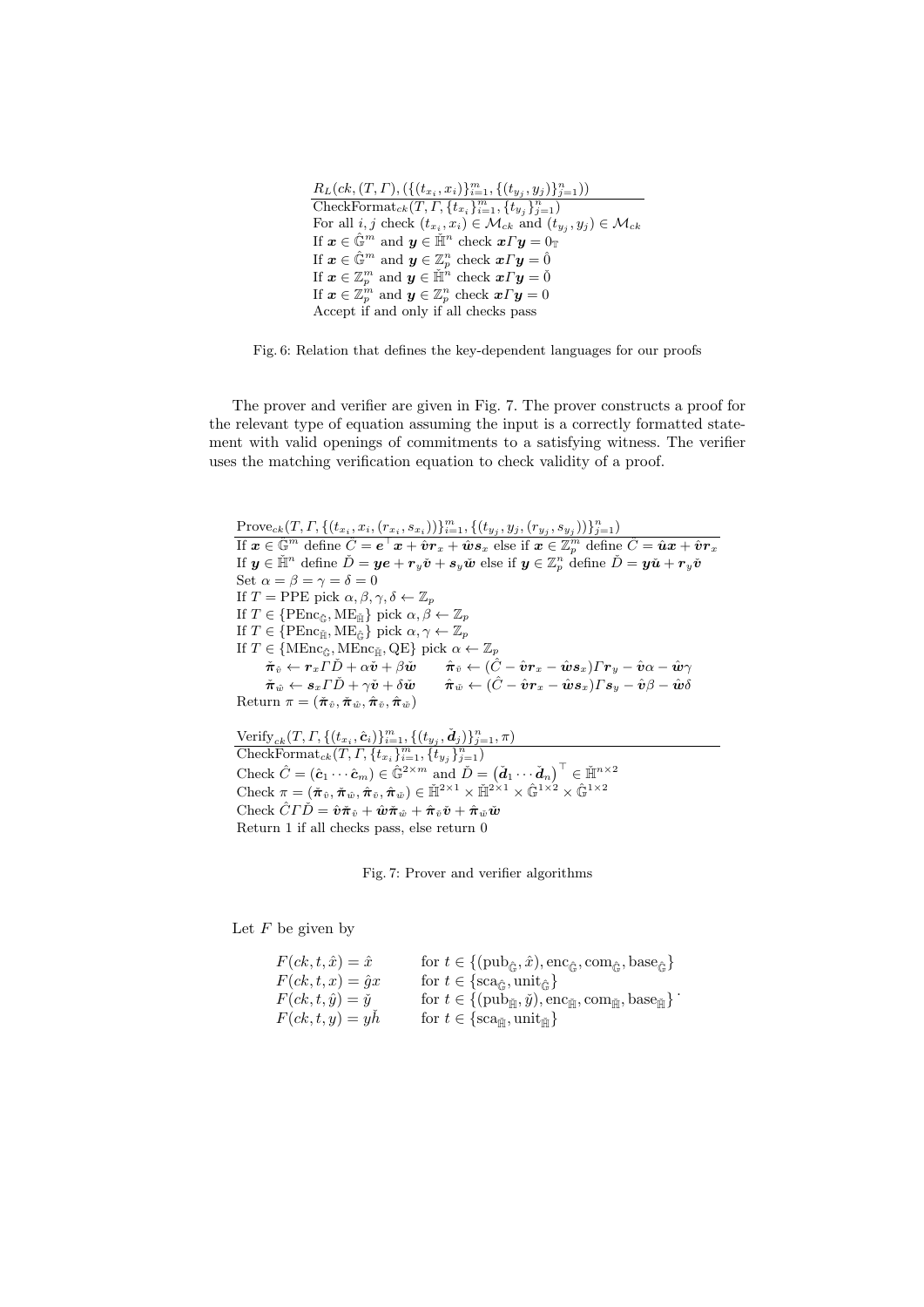$R_L(ck, (T, \Gamma), (\{(t_{x_i}, x_i)\}_{i=1}^m, \{(t_{y_j}, y_j)\}_{j=1}^n))$

CheckFormat$_{ck}(T, \Gamma, \{t_{x_i}\}_{i=1}^m, \{t_{y_j}\}_{j=1}^n)$
For all $i, j$ check $(t_{x_i}, x_i) \in \mathcal{M}_{ck}$ and $(t_{y_j}, y_j) \in \mathcal{M}_{ck}$
If $\boldsymbol{x} \in \hat{\mathbb{G}}^m$ and $\boldsymbol{y} \in \check{\mathbb{H}}^n$ check $\boldsymbol{x}\Gamma\boldsymbol{y} = 0_{\mathbb{T}}$
If $\boldsymbol{x} \in \hat{\mathbb{G}}^m$ and $\boldsymbol{y} \in \mathbb{Z}_p^n$ check $\boldsymbol{x}\Gamma\boldsymbol{y} = \hat{0}$
If $\boldsymbol{x} \in \mathbb{Z}_p^m$ and $\boldsymbol{y} \in \check{\mathbb{H}}^n$ check $\boldsymbol{x}\Gamma\boldsymbol{y} = \check{0}$
If $\boldsymbol{x} \in \mathbb{Z}_p^m$ and $\boldsymbol{y} \in \mathbb{Z}_p^n$ check $\boldsymbol{x}\Gamma\boldsymbol{y} = 0$
Accept if and only if all checks pass

Fig. 6: Relation that defines the key-dependent languages for our proofs

The prover and verifier are given in Fig. 7. The prover constructs a proof for the relevant type of equation assuming the input is a correctly formatted statement with valid openings of commitments to a satisfying witness. The verifier uses the matching verification equation to check validity of a proof.

Prove$_{ck}(T, \Gamma, \{(t_{x_i}, x_i, (r_{x_i}, s_{x_i}))\}_{i=1}^m, \{(t_{y_j}, y_j, (r_{y_j}, s_{y_j}))\}_{j=1}^n)$

If $\boldsymbol{x} \in \hat{\mathbb{G}}^m$ define $\hat{C} = \boldsymbol{e}^\top\boldsymbol{x} + \hat{\boldsymbol{v}}\boldsymbol{r}_x + \hat{\boldsymbol{w}}\boldsymbol{s}_x$ else if $\boldsymbol{x} \in \mathbb{Z}_p^m$ define $\hat{C} = \hat{\boldsymbol{u}}\boldsymbol{x} + \hat{\boldsymbol{v}}\boldsymbol{r}_x$
If $\boldsymbol{y} \in \check{\mathbb{H}}^n$ define $\check{D} = \boldsymbol{y}\boldsymbol{e} + \boldsymbol{r}_y\check{\boldsymbol{v}} + \boldsymbol{s}_y\check{\boldsymbol{w}}$ else if $\boldsymbol{y} \in \mathbb{Z}_p^n$ define $\check{D} = \boldsymbol{y}\check{\boldsymbol{u}} + \boldsymbol{r}_y\check{\boldsymbol{v}}$
Set $\alpha = \beta = \gamma = \delta = 0$
If $T = \text{PPE}$ pick $\alpha, \beta, \gamma, \delta \leftarrow \mathbb{Z}_p$
If $T \in \{\text{PEnc}_{\hat{\mathbb{G}}}, \text{ME}_{\check{\mathbb{H}}}\}$ pick $\alpha, \beta \leftarrow \mathbb{Z}_p$
If $T \in \{\text{PEnc}_{\check{\mathbb{H}}}, \text{ME}_{\hat{\mathbb{G}}}\}$ pick $\alpha, \gamma \leftarrow \mathbb{Z}_p$
If $T \in \{\text{MEnc}_{\hat{\mathbb{G}}}, \text{MEnc}_{\check{\mathbb{H}}}, \text{QE}\}$ pick $\alpha \leftarrow \mathbb{Z}_p$
$\quad \check{\boldsymbol{\pi}}_{\hat{v}} \leftarrow \boldsymbol{r}_x\Gamma\check{D} + \alpha\check{\boldsymbol{v}} + \beta\check{\boldsymbol{w}} \qquad \hat{\boldsymbol{\pi}}_{\check{v}} \leftarrow (\hat{C} - \hat{\boldsymbol{v}}\boldsymbol{r}_x - \hat{\boldsymbol{w}}\boldsymbol{s}_x)\Gamma\boldsymbol{r}_y - \hat{\boldsymbol{v}}\alpha - \hat{\boldsymbol{w}}\gamma$
$\quad \check{\boldsymbol{\pi}}_{\hat{w}} \leftarrow \boldsymbol{s}_x\Gamma\check{D} + \gamma\check{\boldsymbol{v}} + \delta\check{\boldsymbol{w}} \qquad \hat{\boldsymbol{\pi}}_{\check{w}} \leftarrow (\hat{C} - \hat{\boldsymbol{v}}\boldsymbol{r}_x - \hat{\boldsymbol{w}}\boldsymbol{s}_x)\Gamma\boldsymbol{s}_y - \hat{\boldsymbol{v}}\beta - \hat{\boldsymbol{w}}\delta$
Return $\pi = (\check{\boldsymbol{\pi}}_{\hat{v}}, \check{\boldsymbol{\pi}}_{\hat{w}}, \hat{\boldsymbol{\pi}}_{\check{v}}, \hat{\boldsymbol{\pi}}_{\check{w}})$

Verify$_{ck}(T, \Gamma, \{(t_{x_i}, \hat{\boldsymbol{c}}_i)\}_{i=1}^m, \{(t_{y_j}, \check{\boldsymbol{d}}_j)\}_{j=1}^n, \pi)$

CheckFormat$_{ck}(T, \Gamma, \{t_{x_i}\}_{i=1}^m, \{t_{y_j}\}_{j=1}^n)$
Check $\hat{C} = (\hat{\boldsymbol{c}}_1 \cdots \hat{\boldsymbol{c}}_m) \in \hat{\mathbb{G}}^{2\times m}$ and $\check{D} = (\check{\boldsymbol{d}}_1 \cdots \check{\boldsymbol{d}}_n)^\top \in \check{\mathbb{H}}^{n\times 2}$
Check $\pi = (\check{\boldsymbol{\pi}}_{\hat{v}}, \check{\boldsymbol{\pi}}_{\hat{w}}, \hat{\boldsymbol{\pi}}_{\check{v}}, \hat{\boldsymbol{\pi}}_{\check{w}}) \in \check{\mathbb{H}}^{2\times 1} \times \check{\mathbb{H}}^{2\times 1} \times \hat{\mathbb{G}}^{1\times 2} \times \hat{\mathbb{G}}^{1\times 2}$
Check $\hat{C}\Gamma\check{D} = \hat{\boldsymbol{v}}\check{\boldsymbol{\pi}}_{\hat{v}} + \hat{\boldsymbol{w}}\check{\boldsymbol{\pi}}_{\hat{w}} + \hat{\boldsymbol{\pi}}_{\check{v}}\check{\boldsymbol{v}} + \hat{\boldsymbol{\pi}}_{\check{w}}\check{\boldsymbol{w}}$
Return 1 if all checks pass, else return 0

Fig. 7: Prover and verifier algorithms

Let $F$ be given by

$$
\begin{array}{ll}
F(ck, t, \hat{x}) = \hat{x} & \text{for } t \in \{(\text{pub}_{\hat{\mathbb{G}}}, \hat{x}), \text{enc}_{\hat{\mathbb{G}}}, \text{com}_{\hat{\mathbb{G}}}, \text{base}_{\hat{\mathbb{G}}}\} \\
F(ck, t, x) = \hat{g}x & \text{for } t \in \{\text{sca}_{\hat{\mathbb{G}}}, \text{unit}_{\hat{\mathbb{G}}}\} \\
F(ck, t, \check{y}) = \check{y} & \text{for } t \in \{(\text{pub}_{\check{\mathbb{H}}}, \check{y}), \text{enc}_{\check{\mathbb{H}}}, \text{com}_{\check{\mathbb{H}}}, \text{base}_{\check{\mathbb{H}}}\} \\
F(ck, t, y) = y\check{h} & \text{for } t \in \{\text{sca}_{\check{\mathbb{H}}}, \text{unit}_{\check{\mathbb{H}}}\}
\end{array}
.
$$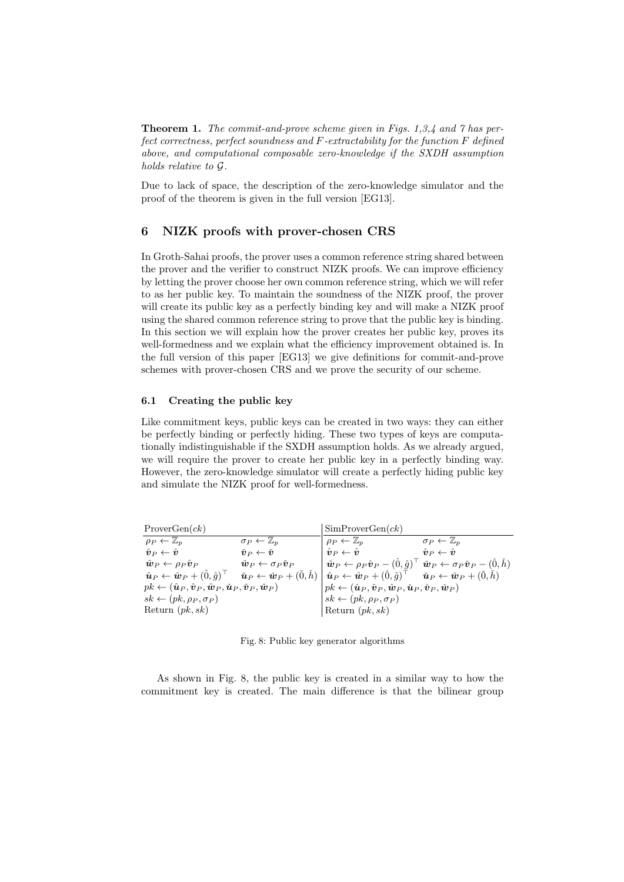**Theorem 1.** *The commit-and-prove scheme given in Figs. 1,3,4 and 7 has perfect correctness, perfect soundness and $F$-extractability for the function $F$ defined above, and computational composable zero-knowledge if the SXDH assumption holds relative to $\mathcal{G}$.*

Due to lack of space, the description of the zero-knowledge simulator and the proof of the theorem is given in the full version [EG13].

## 6 NIZK proofs with prover-chosen CRS

In Groth-Sahai proofs, the prover uses a common reference string shared between the prover and the verifier to construct NIZK proofs. We can improve efficiency by letting the prover choose her own common reference string, which we will refer to as her public key. To maintain the soundness of the NIZK proof, the prover will create its public key as a perfectly binding key and will make a NIZK proof using the shared common reference string to prove that the public key is binding. In this section we will explain how the prover creates her public key, proves its well-formedness and we explain what the efficiency improvement obtained is. In the full version of this paper [EG13] we give definitions for commit-and-prove schemes with prover-chosen CRS and we prove the security of our scheme.

### 6.1 Creating the public key

Like commitment keys, public keys can be created in two ways: they can either be perfectly binding or perfectly hiding. These two types of keys are computationally indistinguishable if the SXDH assumption holds. As we already argued, we will require the prover to create her public key in a perfectly binding way. However, the zero-knowledge simulator will create a perfectly hiding public key and simulate the NIZK proof for well-formedness.

| ProverGen($ck$) | | SimProverGen($ck$) | |
|---|---|---|---|
| $\rho_P \leftarrow \mathbb{Z}_p$ | $\sigma_P \leftarrow \mathbb{Z}_p$ | $\rho_P \leftarrow \mathbb{Z}_p$ | $\sigma_P \leftarrow \mathbb{Z}_p$ |
| $\hat{\boldsymbol{v}}_P \leftarrow \hat{\boldsymbol{v}}$ | $\check{\boldsymbol{v}}_P \leftarrow \check{\boldsymbol{v}}$ | $\hat{\boldsymbol{v}}_P \leftarrow \hat{\boldsymbol{v}}$ | $\check{\boldsymbol{v}}_P \leftarrow \check{\boldsymbol{v}}$ |
| $\hat{\boldsymbol{w}}_P \leftarrow \rho_P \hat{\boldsymbol{v}}_P$ | $\check{\boldsymbol{w}}_P \leftarrow \sigma_P \check{\boldsymbol{v}}_P$ | $\hat{\boldsymbol{w}}_P \leftarrow \rho_P \hat{\boldsymbol{v}}_P - (\hat{0}, \hat{g})^\top$ | $\check{\boldsymbol{w}}_P \leftarrow \sigma_P \check{\boldsymbol{v}}_P - (\check{0}, \check{h})$ |
| $\hat{\boldsymbol{u}}_P \leftarrow \hat{\boldsymbol{w}}_P + (\hat{0}, \hat{g})^\top$ | $\check{\boldsymbol{u}}_P \leftarrow \check{\boldsymbol{w}}_P + (\check{0}, \check{h})$ | $\hat{\boldsymbol{u}}_P \leftarrow \hat{\boldsymbol{w}}_P + (\hat{0}, \hat{g})^\top$ | $\check{\boldsymbol{u}}_P \leftarrow \check{\boldsymbol{w}}_P + (\check{0}, \check{h})$ |
| $pk \leftarrow (\hat{\boldsymbol{u}}_P, \hat{\boldsymbol{v}}_P, \hat{\boldsymbol{w}}_P, \check{\boldsymbol{u}}_P, \check{\boldsymbol{v}}_P, \check{\boldsymbol{w}}_P)$ | | $pk \leftarrow (\hat{\boldsymbol{u}}_P, \hat{\boldsymbol{v}}_P, \hat{\boldsymbol{w}}_P, \check{\boldsymbol{u}}_P, \check{\boldsymbol{v}}_P, \check{\boldsymbol{w}}_P)$ | |
| $sk \leftarrow (pk, \rho_P, \sigma_P)$ | | $sk \leftarrow (pk, \rho_P, \sigma_P)$ | |
| Return $(pk, sk)$ | | Return $(pk, sk)$ | |

Fig. 8: Public key generator algorithms

As shown in Fig. 8, the public key is created in a similar way to how the commitment key is created. The main difference is that the bilinear group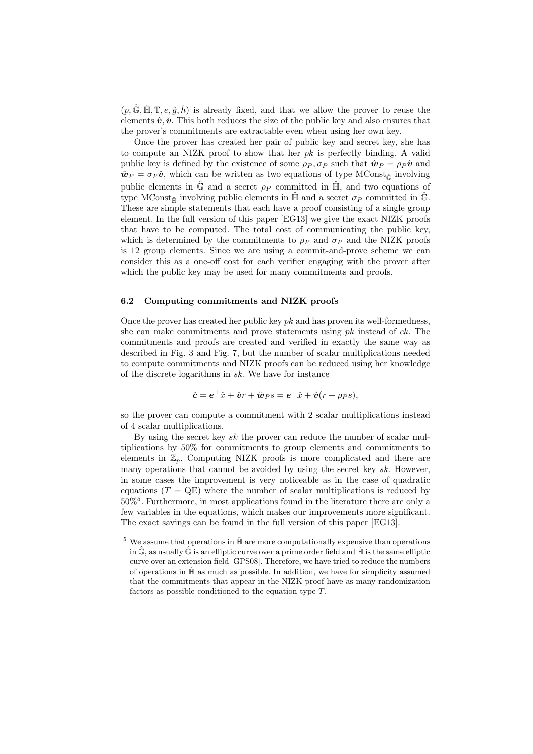$(p, \hat{\mathbb{G}}, \check{\mathbb{H}}, \mathbb{T}, e, \hat{g}, \check{h})$ is already fixed, and that we allow the prover to reuse the elements $\hat{\boldsymbol{v}}, \check{\boldsymbol{v}}$. This both reduces the size of the public key and also ensures that the prover's commitments are extractable even when using her own key.

Once the prover has created her pair of public key and secret key, she has to compute an NIZK proof to show that her *pk* is perfectly binding. A valid public key is defined by the existence of some $\rho_P, \sigma_P$ such that $\hat{\boldsymbol{w}}_P = \rho_P \hat{\boldsymbol{v}}$ and $\check{\boldsymbol{w}}_P = \sigma_P \check{\boldsymbol{v}}$, which can be written as two equations of type $\mathrm{MConst}_{\hat{\mathbb{G}}}$ involving public elements in $\hat{\mathbb{G}}$ and a secret $\rho_P$ committed in $\check{\mathbb{H}}$, and two equations of type $\mathrm{MConst}_{\check{\mathbb{H}}}$ involving public elements in $\check{\mathbb{H}}$ and a secret $\sigma_P$ committed in $\hat{\mathbb{G}}$. These are simple statements that each have a proof consisting of a single group element. In the full version of this paper [EG13] we give the exact NIZK proofs that have to be computed. The total cost of communicating the public key, which is determined by the commitments to $\rho_P$ and $\sigma_P$ and the NIZK proofs is 12 group elements. Since we are using a commit-and-prove scheme we can consider this as a one-off cost for each verifier engaging with the prover after which the public key may be used for many commitments and proofs.

### 6.2 Computing commitments and NIZK proofs

Once the prover has created her public key *pk* and has proven its well-formedness, she can make commitments and prove statements using *pk* instead of *ck*. The commitments and proofs are created and verified in exactly the same way as described in Fig. 3 and Fig. 7, but the number of scalar multiplications needed to compute commitments and NIZK proofs can be reduced using her knowledge of the discrete logarithms in *sk*. We have for instance

$$\hat{\boldsymbol{c}} = \boldsymbol{e}^\top \hat{x} + \hat{\boldsymbol{v}} r + \hat{\boldsymbol{w}}_P s = \boldsymbol{e}^\top \hat{x} + \hat{\boldsymbol{v}}(r + \rho_P s),$$

so the prover can compute a commitment with 2 scalar multiplications instead of 4 scalar multiplications.

By using the secret key *sk* the prover can reduce the number of scalar multiplications by 50% for commitments to group elements and commitments to elements in $\mathbb{Z}_p$. Computing NIZK proofs is more complicated and there are many operations that cannot be avoided by using the secret key *sk*. However, in some cases the improvement is very noticeable as in the case of quadratic equations ($T = \mathrm{QE}$) where the number of scalar multiplications is reduced by 50%[5]. Furthermore, in most applications found in the literature there are only a few variables in the equations, which makes our improvements more significant. The exact savings can be found in the full version of this paper [EG13].

---

[5] We assume that operations in $\check{\mathbb{H}}$ are more computationally expensive than operations in $\hat{\mathbb{G}}$, as usually $\hat{\mathbb{G}}$ is an elliptic curve over a prime order field and $\check{\mathbb{H}}$ is the same elliptic curve over an extension field [GPS08]. Therefore, we have tried to reduce the numbers of operations in $\check{\mathbb{H}}$ as much as possible. In addition, we have for simplicity assumed that the commitments that appear in the NIZK proof have as many randomization factors as possible conditioned to the equation type $T$.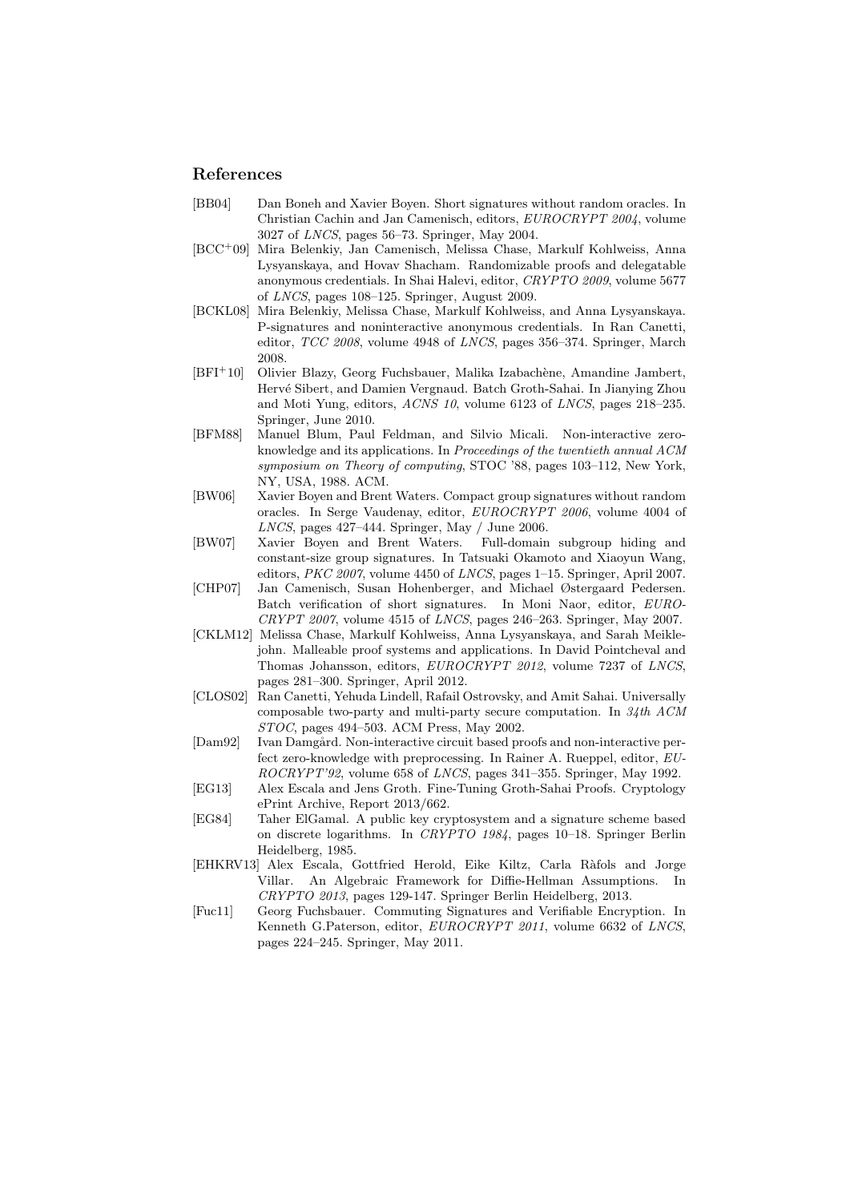## References

- [BB04] Dan Boneh and Xavier Boyen. Short signatures without random oracles. In Christian Cachin and Jan Camenisch, editors, *EUROCRYPT 2004*, volume 3027 of *LNCS*, pages 56–73. Springer, May 2004.
- [BCC+09] Mira Belenkiy, Jan Camenisch, Melissa Chase, Markulf Kohlweiss, Anna Lysyanskaya, and Hovav Shacham. Randomizable proofs and delegatable anonymous credentials. In Shai Halevi, editor, *CRYPTO 2009*, volume 5677 of *LNCS*, pages 108–125. Springer, August 2009.
- [BCKL08] Mira Belenkiy, Melissa Chase, Markulf Kohlweiss, and Anna Lysyanskaya. P-signatures and noninteractive anonymous credentials. In Ran Canetti, editor, *TCC 2008*, volume 4948 of *LNCS*, pages 356–374. Springer, March 2008.
- [BFI+10] Olivier Blazy, Georg Fuchsbauer, Malika Izabachène, Amandine Jambert, Hervé Sibert, and Damien Vergnaud. Batch Groth-Sahai. In Jianying Zhou and Moti Yung, editors, *ACNS 10*, volume 6123 of *LNCS*, pages 218–235. Springer, June 2010.
- [BFM88] Manuel Blum, Paul Feldman, and Silvio Micali. Non-interactive zero-knowledge and its applications. In *Proceedings of the twentieth annual ACM symposium on Theory of computing*, STOC '88, pages 103–112, New York, NY, USA, 1988. ACM.
- [BW06] Xavier Boyen and Brent Waters. Compact group signatures without random oracles. In Serge Vaudenay, editor, *EUROCRYPT 2006*, volume 4004 of *LNCS*, pages 427–444. Springer, May / June 2006.
- [BW07] Xavier Boyen and Brent Waters. Full-domain subgroup hiding and constant-size group signatures. In Tatsuaki Okamoto and Xiaoyun Wang, editors, *PKC 2007*, volume 4450 of *LNCS*, pages 1–15. Springer, April 2007.
- [CHP07] Jan Camenisch, Susan Hohenberger, and Michael Østergaard Pedersen. Batch verification of short signatures. In Moni Naor, editor, *EUROCRYPT 2007*, volume 4515 of *LNCS*, pages 246–263. Springer, May 2007.
- [CKLM12] Melissa Chase, Markulf Kohlweiss, Anna Lysyanskaya, and Sarah Meiklejohn. Malleable proof systems and applications. In David Pointcheval and Thomas Johansson, editors, *EUROCRYPT 2012*, volume 7237 of *LNCS*, pages 281–300. Springer, April 2012.
- [CLOS02] Ran Canetti, Yehuda Lindell, Rafail Ostrovsky, and Amit Sahai. Universally composable two-party and multi-party secure computation. In *34th ACM STOC*, pages 494–503. ACM Press, May 2002.
- [Dam92] Ivan Damgård. Non-interactive circuit based proofs and non-interactive perfect zero-knowledge with preprocessing. In Rainer A. Rueppel, editor, *EUROCRYPT'92*, volume 658 of *LNCS*, pages 341–355. Springer, May 1992.
- [EG13] Alex Escala and Jens Groth. Fine-Tuning Groth-Sahai Proofs. Cryptology ePrint Archive, Report 2013/662.
- [EG84] Taher ElGamal. A public key cryptosystem and a signature scheme based on discrete logarithms. In *CRYPTO 1984*, pages 10–18. Springer Berlin Heidelberg, 1985.
- [EHKRV13] Alex Escala, Gottfried Herold, Eike Kiltz, Carla Ràfols and Jorge Villar. An Algebraic Framework for Diffie-Hellman Assumptions. In *CRYPTO 2013*, pages 129-147. Springer Berlin Heidelberg, 2013.
- [Fuc11] Georg Fuchsbauer. Commuting Signatures and Verifiable Encryption. In Kenneth G.Paterson, editor, *EUROCRYPT 2011*, volume 6632 of *LNCS*, pages 224–245. Springer, May 2011.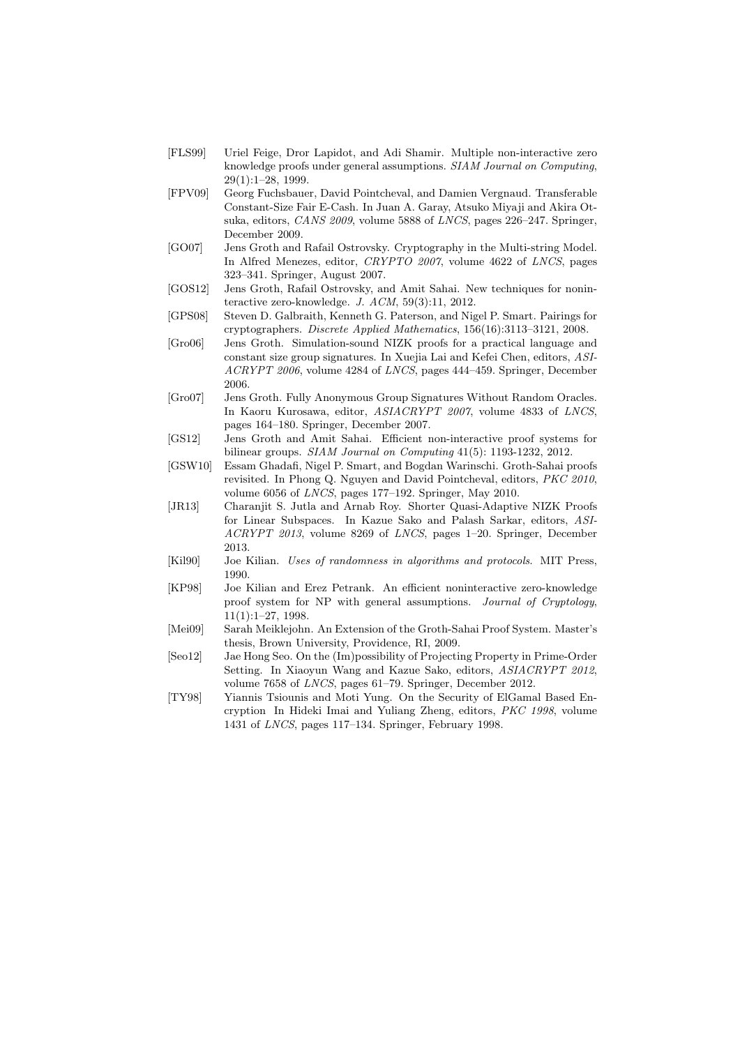[FLS99] Uriel Feige, Dror Lapidot, and Adi Shamir. Multiple non-interactive zero knowledge proofs under general assumptions. *SIAM Journal on Computing*, 29(1):1–28, 1999.

[FPV09] Georg Fuchsbauer, David Pointcheval, and Damien Vergnaud. Transferable Constant-Size Fair E-Cash. In Juan A. Garay, Atsuko Miyaji and Akira Otsuka, editors, *CANS 2009*, volume 5888 of *LNCS*, pages 226–247. Springer, December 2009.

[GO07] Jens Groth and Rafail Ostrovsky. Cryptography in the Multi-string Model. In Alfred Menezes, editor, *CRYPTO 2007*, volume 4622 of *LNCS*, pages 323–341. Springer, August 2007.

[GOS12] Jens Groth, Rafail Ostrovsky, and Amit Sahai. New techniques for noninteractive zero-knowledge. *J. ACM*, 59(3):11, 2012.

[GPS08] Steven D. Galbraith, Kenneth G. Paterson, and Nigel P. Smart. Pairings for cryptographers. *Discrete Applied Mathematics*, 156(16):3113–3121, 2008.

[Gro06] Jens Groth. Simulation-sound NIZK proofs for a practical language and constant size group signatures. In Xuejia Lai and Kefei Chen, editors, *ASIACRYPT 2006*, volume 4284 of *LNCS*, pages 444–459. Springer, December 2006.

[Gro07] Jens Groth. Fully Anonymous Group Signatures Without Random Oracles. In Kaoru Kurosawa, editor, *ASIACRYPT 2007*, volume 4833 of *LNCS*, pages 164–180. Springer, December 2007.

[GS12] Jens Groth and Amit Sahai. Efficient non-interactive proof systems for bilinear groups. *SIAM Journal on Computing* 41(5): 1193-1232, 2012.

[GSW10] Essam Ghadafi, Nigel P. Smart, and Bogdan Warinschi. Groth-Sahai proofs revisited. In Phong Q. Nguyen and David Pointcheval, editors, *PKC 2010*, volume 6056 of *LNCS*, pages 177–192. Springer, May 2010.

[JR13] Charanjit S. Jutla and Arnab Roy. Shorter Quasi-Adaptive NIZK Proofs for Linear Subspaces. In Kazue Sako and Palash Sarkar, editors, *ASIACRYPT 2013*, volume 8269 of *LNCS*, pages 1–20. Springer, December 2013.

[Kil90] Joe Kilian. *Uses of randomness in algorithms and protocols*. MIT Press, 1990.

[KP98] Joe Kilian and Erez Petrank. An efficient noninteractive zero-knowledge proof system for NP with general assumptions. *Journal of Cryptology*, 11(1):1–27, 1998.

[Mei09] Sarah Meiklejohn. An Extension of the Groth-Sahai Proof System. Master's thesis, Brown University, Providence, RI, 2009.

[Seo12] Jae Hong Seo. On the (Im)possibility of Projecting Property in Prime-Order Setting. In Xiaoyun Wang and Kazue Sako, editors, *ASIACRYPT 2012*, volume 7658 of *LNCS*, pages 61–79. Springer, December 2012.

[TY98] Yiannis Tsiounis and Moti Yung. On the Security of ElGamal Based Encryption In Hideki Imai and Yuliang Zheng, editors, *PKC 1998*, volume 1431 of *LNCS*, pages 117–134. Springer, February 1998.